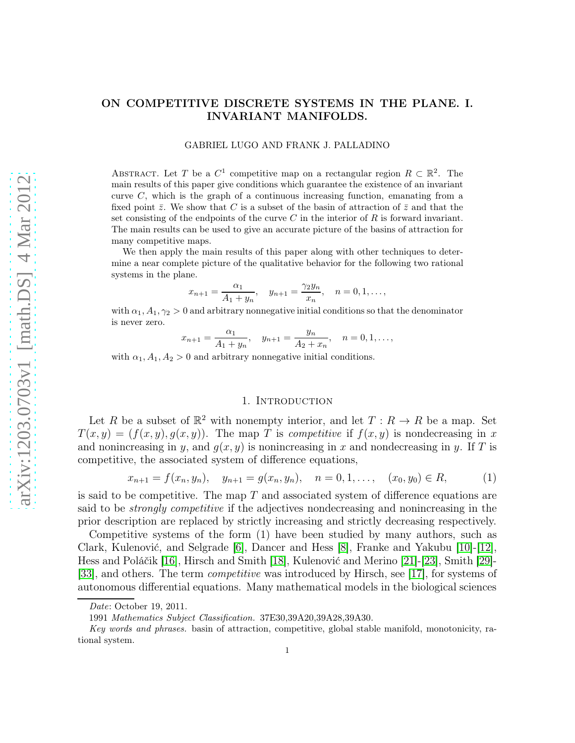# ON COMPETITIVE DISCRETE SYSTEMS IN THE PLANE. I. INVARIANT MANIFOLDS.

GABRIEL LUGO AND FRANK J. PALLADINO

ABSTRACT. Let $T$ be a $C^1$ competitive map on a rectangular region $R \subset \mathbb{R}^2$. The main results of this paper give conditions which guarantee the existence of an invariant curve $C$, which is the graph of a continuous increasing function, emanating from a fixed point $\bar{z}$. We show that $C$ is a subset of the basin of attraction of $\bar{z}$ and that the set consisting of the endpoints of the curve $C$ in the interior of $R$ is forward invariant. The main results can be used to give an accurate picture of the basins of attraction for many competitive maps.

We then apply the main results of this paper along with other techniques to determine a near complete picture of the qualitative behavior for the following two rational systems in the plane.

$$x_{n+1} = \frac{\alpha_1}{A_1 + y_n}, \quad y_{n+1} = \frac{\gamma_2 y_n}{x_n}, \quad n = 0, 1, \ldots,$$

with $\alpha_1, A_1, \gamma_2 > 0$ and arbitrary nonnegative initial conditions so that the denominator is never zero.

$$x_{n+1} = \frac{\alpha_1}{A_1 + y_n}, \quad y_{n+1} = \frac{y_n}{A_2 + x_n}, \quad n = 0, 1, \ldots,$$

with $\alpha_1, A_1, A_2 > 0$ and arbitrary nonnegative initial conditions.

## 1. Introduction

Let $R$ be a subset of $\mathbb{R}^2$ with nonempty interior, and let $T : R \to R$ be a map. Set $T(x, y) = (f(x, y), g(x, y))$. The map $T$ is *competitive* if $f(x, y)$ is nondecreasing in $x$ and nonincreasing in $y$, and $g(x, y)$ is nonincreasing in $x$ and nondecreasing in $y$. If $T$ is competitive, the associated system of difference equations,

$$x_{n+1} = f(x_n, y_n), \quad y_{n+1} = g(x_n, y_n), \quad n = 0, 1, \ldots, \quad (x_0, y_0) \in R, \tag{1}$$

is said to be competitive. The map $T$ and associated system of difference equations are said to be *strongly competitive* if the adjectives nondecreasing and nonincreasing in the prior description are replaced by strictly increasing and strictly decreasing respectively.

Competitive systems of the form (1) have been studied by many authors, such as Clark, Kulenović, and Selgrade [6], Dancer and Hess [8], Franke and Yakubu [10]-[12], Hess and Poláčik [16], Hirsch and Smith [18], Kulenović and Merino [21]-[23], Smith [29]-[33], and others. The term *competitive* was introduced by Hirsch, see [17], for systems of autonomous differential equations. Many mathematical models in the biological sciences

*Date*: October 19, 2011.

1991 *Mathematics Subject Classification.* 37E30,39A20,39A28,39A30.

*Key words and phrases.* basin of attraction, competitive, global stable manifold, monotonicity, rational system.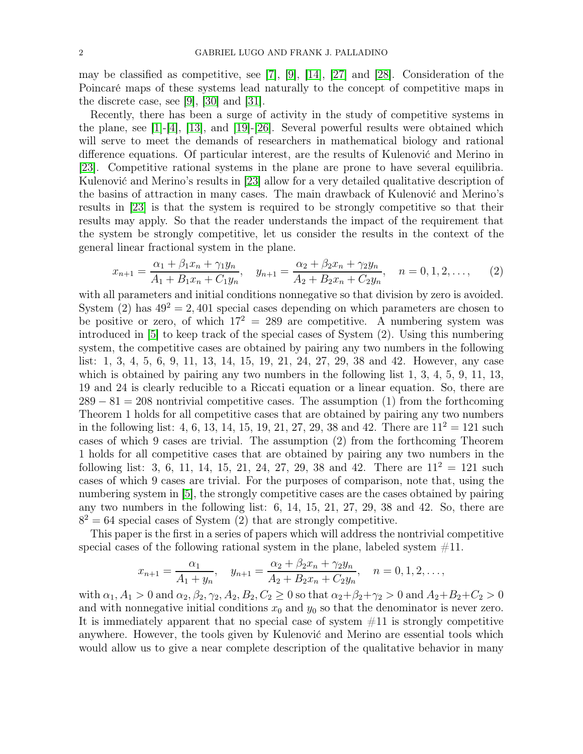may be classified as competitive, see [7], [9], [14], [27] and [28]. Consideration of the Poincaré maps of these systems lead naturally to the concept of competitive maps in the discrete case, see [9], [30] and [31].

Recently, there has been a surge of activity in the study of competitive systems in the plane, see [1]-[4], [13], and [19]-[26]. Several powerful results were obtained which will serve to meet the demands of researchers in mathematical biology and rational difference equations. Of particular interest, are the results of Kulenović and Merino in [23]. Competitive rational systems in the plane are prone to have several equilibria. Kulenović and Merino's results in [23] allow for a very detailed qualitative description of the basins of attraction in many cases. The main drawback of Kulenović and Merino's results in [23] is that the system is required to be strongly competitive so that their results may apply. So that the reader understands the impact of the requirement that the system be strongly competitive, let us consider the results in the context of the general linear fractional system in the plane.

$$x_{n+1} = \frac{\alpha_1 + \beta_1 x_n + \gamma_1 y_n}{A_1 + B_1 x_n + C_1 y_n}, \quad y_{n+1} = \frac{\alpha_2 + \beta_2 x_n + \gamma_2 y_n}{A_2 + B_2 x_n + C_2 y_n}, \quad n = 0, 1, 2, \ldots, \tag{2}$$

with all parameters and initial conditions nonnegative so that division by zero is avoided. System (2) has $49^2 = 2,401$ special cases depending on which parameters are chosen to be positive or zero, of which $17^2 = 289$ are competitive. A numbering system was introduced in [5] to keep track of the special cases of System (2). Using this numbering system, the competitive cases are obtained by pairing any two numbers in the following list: 1, 3, 4, 5, 6, 9, 11, 13, 14, 15, 19, 21, 24, 27, 29, 38 and 42. However, any case which is obtained by pairing any two numbers in the following list 1, 3, 4, 5, 9, 11, 13, 19 and 24 is clearly reducible to a Riccati equation or a linear equation. So, there are $289 - 81 = 208$ nontrivial competitive cases. The assumption (1) from the forthcoming Theorem 1 holds for all competitive cases that are obtained by pairing any two numbers in the following list: 4, 6, 13, 14, 15, 19, 21, 27, 29, 38 and 42. There are $11^2 = 121$ such cases of which 9 cases are trivial. The assumption (2) from the forthcoming Theorem 1 holds for all competitive cases that are obtained by pairing any two numbers in the following list: 3, 6, 11, 14, 15, 21, 24, 27, 29, 38 and 42. There are $11^2 = 121$ such cases of which 9 cases are trivial. For the purposes of comparison, note that, using the numbering system in [5], the strongly competitive cases are the cases obtained by pairing any two numbers in the following list: 6, 14, 15, 21, 27, 29, 38 and 42. So, there are $8^2 = 64$ special cases of System (2) that are strongly competitive.

This paper is the first in a series of papers which will address the nontrivial competitive special cases of the following rational system in the plane, labeled system #11.

$$x_{n+1} = \frac{\alpha_1}{A_1 + y_n}, \quad y_{n+1} = \frac{\alpha_2 + \beta_2 x_n + \gamma_2 y_n}{A_2 + B_2 x_n + C_2 y_n}, \quad n = 0, 1, 2, \ldots,$$

with $\alpha_1, A_1 > 0$ and $\alpha_2, \beta_2, \gamma_2, A_2, B_2, C_2 \geq 0$ so that $\alpha_2 + \beta_2 + \gamma_2 > 0$ and $A_2 + B_2 + C_2 > 0$ and with nonnegative initial conditions $x_0$ and $y_0$ so that the denominator is never zero. It is immediately apparent that no special case of system #11 is strongly competitive anywhere. However, the tools given by Kulenović and Merino are essential tools which would allow us to give a near complete description of the qualitative behavior in many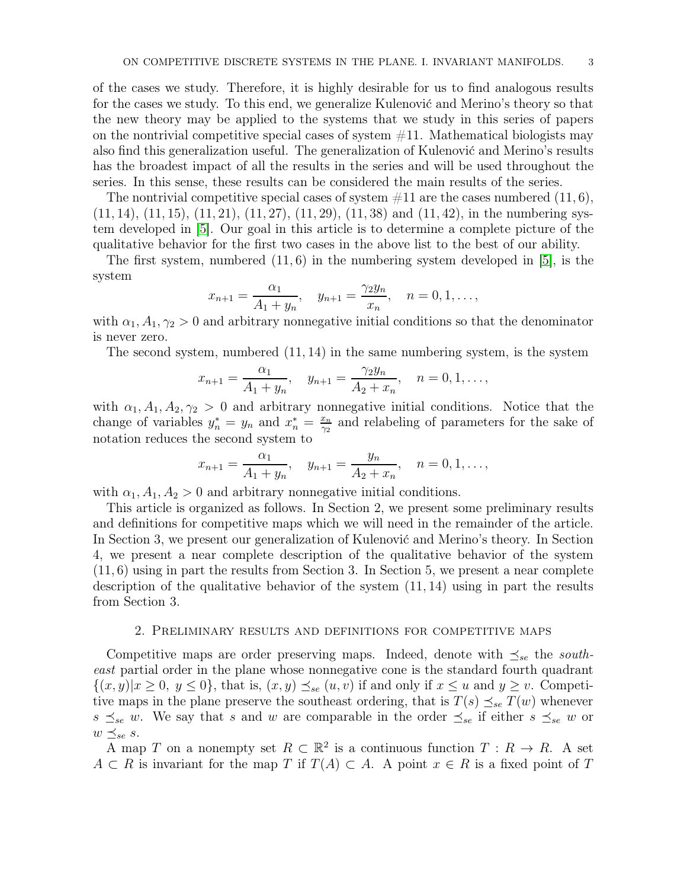of the cases we study. Therefore, it is highly desirable for us to find analogous results for the cases we study. To this end, we generalize Kulenović and Merino's theory so that the new theory may be applied to the systems that we study in this series of papers on the nontrivial competitive special cases of system #11. Mathematical biologists may also find this generalization useful. The generalization of Kulenović and Merino's results has the broadest impact of all the results in the series and will be used throughout the series. In this sense, these results can be considered the main results of the series.

The nontrivial competitive special cases of system #11 are the cases numbered $(11, 6)$, $(11, 14)$, $(11, 15)$, $(11, 21)$, $(11, 27)$, $(11, 29)$, $(11, 38)$ and $(11, 42)$, in the numbering system developed in [5]. Our goal in this article is to determine a complete picture of the qualitative behavior for the first two cases in the above list to the best of our ability.

The first system, numbered $(11, 6)$ in the numbering system developed in [5], is the system

$$x_{n+1} = \frac{\alpha_1}{A_1 + y_n}, \quad y_{n+1} = \frac{\gamma_2 y_n}{x_n}, \quad n = 0, 1, \ldots,$$

with $\alpha_1, A_1, \gamma_2 > 0$ and arbitrary nonnegative initial conditions so that the denominator is never zero.

The second system, numbered $(11, 14)$ in the same numbering system, is the system

$$x_{n+1} = \frac{\alpha_1}{A_1 + y_n}, \quad y_{n+1} = \frac{\gamma_2 y_n}{A_2 + x_n}, \quad n = 0, 1, \ldots,$$

with $\alpha_1, A_1, A_2, \gamma_2 > 0$ and arbitrary nonnegative initial conditions. Notice that the change of variables $y_n^* = y_n$ and $x_n^* = \frac{x_n}{\gamma_2}$ and relabeling of parameters for the sake of notation reduces the second system to

$$x_{n+1} = \frac{\alpha_1}{A_1 + y_n}, \quad y_{n+1} = \frac{y_n}{A_2 + x_n}, \quad n = 0, 1, \ldots,$$

with $\alpha_1, A_1, A_2 > 0$ and arbitrary nonnegative initial conditions.

This article is organized as follows. In Section 2, we present some preliminary results and definitions for competitive maps which we will need in the remainder of the article. In Section 3, we present our generalization of Kulenović and Merino's theory. In Section 4, we present a near complete description of the qualitative behavior of the system $(11, 6)$ using in part the results from Section 3. In Section 5, we present a near complete description of the qualitative behavior of the system $(11, 14)$ using in part the results from Section 3.

## 2. Preliminary results and definitions for competitive maps

Competitive maps are order preserving maps. Indeed, denote with $\preceq_{se}$ the *south-east* partial order in the plane whose nonnegative cone is the standard fourth quadrant $\{(x, y)|x \geq 0,\ y \leq 0\}$, that is, $(x, y) \preceq_{se} (u, v)$ if and only if $x \leq u$ and $y \geq v$. Competitive maps in the plane preserve the southeast ordering, that is $T(s) \preceq_{se} T(w)$ whenever $s \preceq_{se} w$. We say that $s$ and $w$ are comparable in the order $\preceq_{se}$ if either $s \preceq_{se} w$ or $w \preceq_{se} s$.

A map $T$ on a nonempty set $R \subset \mathbb{R}^2$ is a continuous function $T : R \to R$. A set $A \subset R$ is invariant for the map $T$ if $T(A) \subset A$. A point $x \in R$ is a fixed point of $T$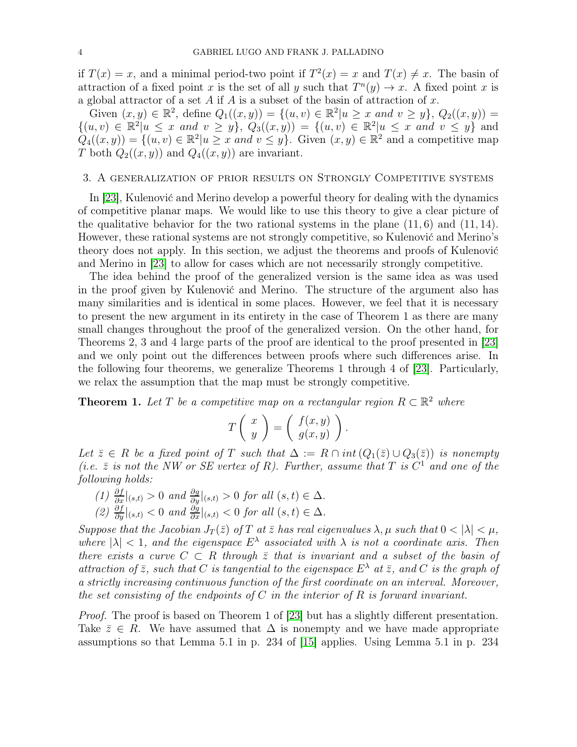if $T(x) = x$, and a minimal period-two point if $T^2(x) = x$ and $T(x) \neq x$. The basin of attraction of a fixed point $x$ is the set of all $y$ such that $T^n(y) \to x$. A fixed point $x$ is a global attractor of a set $A$ if $A$ is a subset of the basin of attraction of $x$.

Given $(x, y) \in \mathbb{R}^2$, define $Q_1((x, y)) = \{(u, v) \in \mathbb{R}^2 | u \geq x \text{ and } v \geq y\}$, $Q_2((x, y)) = \{(u, v) \in \mathbb{R}^2 | u \leq x \text{ and } v \geq y\}$, $Q_3((x, y)) = \{(u, v) \in \mathbb{R}^2 | u \leq x \text{ and } v \leq y\}$ and $Q_4((x, y)) = \{(u, v) \in \mathbb{R}^2 | u \geq x \text{ and } v \leq y\}$. Given $(x, y) \in \mathbb{R}^2$ and a competitive map $T$ both $Q_2((x, y))$ and $Q_4((x, y))$ are invariant.

## 3. A generalization of prior results on Strongly Competitive systems

In [23], Kulenović and Merino develop a powerful theory for dealing with the dynamics of competitive planar maps. We would like to use this theory to give a clear picture of the qualitative behavior for the two rational systems in the plane $(11, 6)$ and $(11, 14)$. However, these rational systems are not strongly competitive, so Kulenović and Merino's theory does not apply. In this section, we adjust the theorems and proofs of Kulenović and Merino in [23] to allow for cases which are not necessarily strongly competitive.

The idea behind the proof of the generalized version is the same idea as was used in the proof given by Kulenović and Merino. The structure of the argument also has many similarities and is identical in some places. However, we feel that it is necessary to present the new argument in its entirety in the case of Theorem 1 as there are many small changes throughout the proof of the generalized version. On the other hand, for Theorems 2, 3 and 4 large parts of the proof are identical to the proof presented in [23] and we only point out the differences between proofs where such differences arise. In the following four theorems, we generalize Theorems 1 through 4 of [23]. Particularly, we relax the assumption that the map must be strongly competitive.

**Theorem 1.** *Let $T$ be a competitive map on a rectangular region $R \subset \mathbb{R}^2$ where*

$$T\begin{pmatrix} x \\ y \end{pmatrix} = \begin{pmatrix} f(x, y) \\ g(x, y) \end{pmatrix}.$$

*Let $\bar{z} \in R$ be a fixed point of $T$ such that $\Delta := R \cap int\,(Q_1(\bar{z}) \cup Q_3(\bar{z}))$ is nonempty (i.e. $\bar{z}$ is not the NW or SE vertex of $R$). Further, assume that $T$ is $C^1$ and one of the following holds:*

*(1) $\frac{\partial f}{\partial x}|_{(s,t)} > 0$ and $\frac{\partial g}{\partial y}|_{(s,t)} > 0$ for all $(s, t) \in \Delta$.*

*(2) $\frac{\partial f}{\partial y}|_{(s,t)} < 0$ and $\frac{\partial g}{\partial x}|_{(s,t)} < 0$ for all $(s, t) \in \Delta$.*

*Suppose that the Jacobian $J_T(\bar{z})$ of $T$ at $\bar{z}$ has real eigenvalues $\lambda, \mu$ such that $0 < |\lambda| < \mu$, where $|\lambda| < 1$, and the eigenspace $E^\lambda$ associated with $\lambda$ is not a coordinate axis. Then there exists a curve $C \subset R$ through $\bar{z}$ that is invariant and a subset of the basin of attraction of $\bar{z}$, such that $C$ is tangential to the eigenspace $E^\lambda$ at $\bar{z}$, and $C$ is the graph of a strictly increasing continuous function of the first coordinate on an interval. Moreover, the set consisting of the endpoints of $C$ in the interior of $R$ is forward invariant.*

*Proof.* The proof is based on Theorem 1 of [23] but has a slightly different presentation. Take $\bar{z} \in R$. We have assumed that $\Delta$ is nonempty and we have made appropriate assumptions so that Lemma 5.1 in p. 234 of [15] applies. Using Lemma 5.1 in p. 234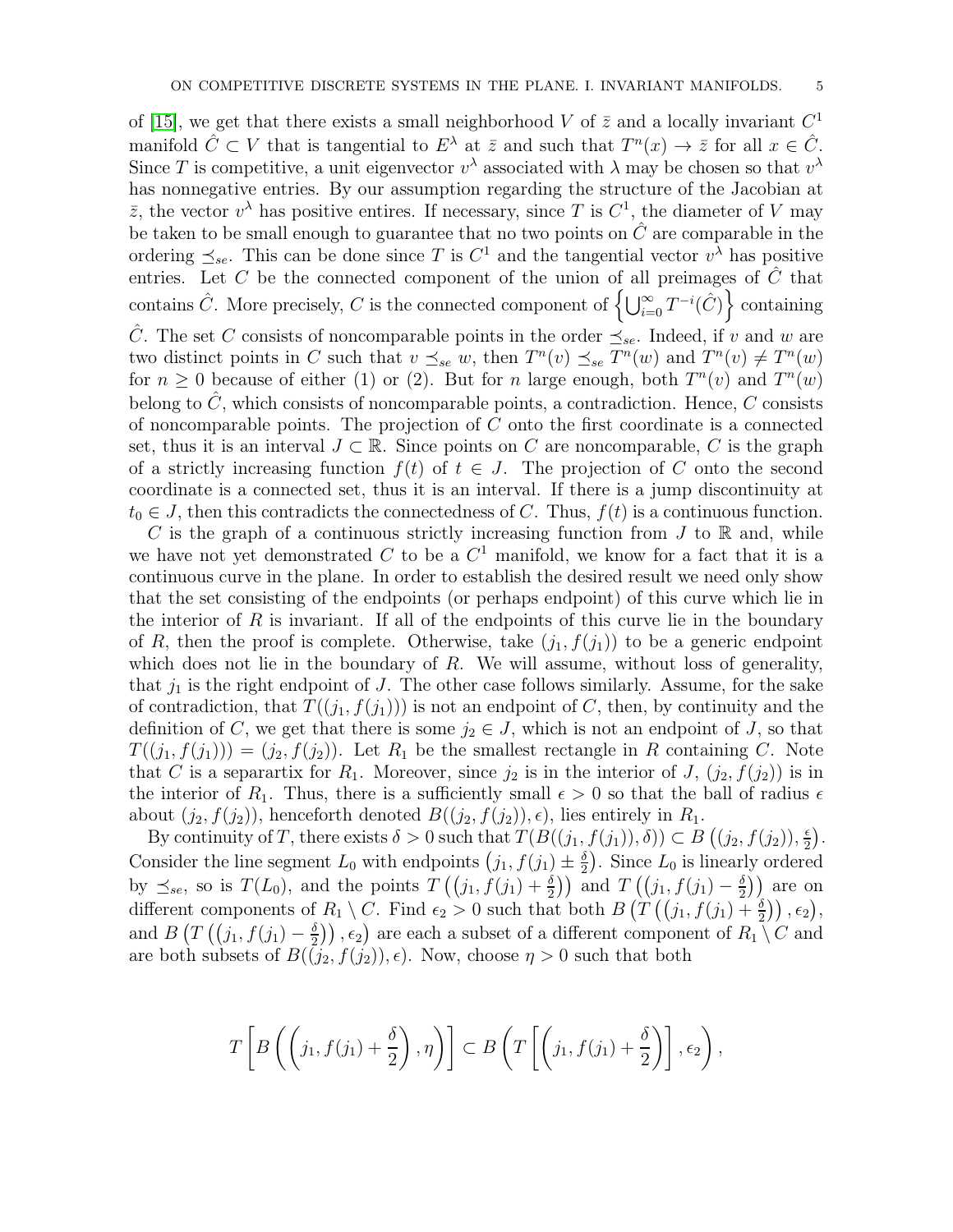of [15], we get that there exists a small neighborhood $V$ of $\bar{z}$ and a locally invariant $C^1$ manifold $\hat{C} \subset V$ that is tangential to $E^\lambda$ at $\bar{z}$ and such that $T^n(x) \to \bar{z}$ for all $x \in \hat{C}$. Since $T$ is competitive, a unit eigenvector $v^\lambda$ associated with $\lambda$ may be chosen so that $v^\lambda$ has nonnegative entries. By our assumption regarding the structure of the Jacobian at $\bar{z}$, the vector $v^\lambda$ has positive entires. If necessary, since $T$ is $C^1$, the diameter of $V$ may be taken to be small enough to guarantee that no two points on $\hat{C}$ are comparable in the ordering $\preceq_{se}$. This can be done since $T$ is $C^1$ and the tangential vector $v^\lambda$ has positive entries. Let $C$ be the connected component of the union of all preimages of $\hat{C}$ that contains $\hat{C}$. More precisely, $C$ is the connected component of $\left\{\bigcup_{i=0}^{\infty} T^{-i}(\hat{C})\right\}$ containing $\hat{C}$. The set $C$ consists of noncomparable points in the order $\preceq_{se}$. Indeed, if $v$ and $w$ are two distinct points in $C$ such that $v \preceq_{se} w$, then $T^n(v) \preceq_{se} T^n(w)$ and $T^n(v) \neq T^n(w)$ for $n \geq 0$ because of either (1) or (2). But for $n$ large enough, both $T^n(v)$ and $T^n(w)$ belong to $\hat{C}$, which consists of noncomparable points, a contradiction. Hence, $C$ consists of noncomparable points. The projection of $C$ onto the first coordinate is a connected set, thus it is an interval $J \subset \mathbb{R}$. Since points on $C$ are noncomparable, $C$ is the graph of a strictly increasing function $f(t)$ of $t \in J$. The projection of $C$ onto the second coordinate is a connected set, thus it is an interval. If there is a jump discontinuity at $t_0 \in J$, then this contradicts the connectedness of $C$. Thus, $f(t)$ is a continuous function.

$C$ is the graph of a continuous strictly increasing function from $J$ to $\mathbb{R}$ and, while we have not yet demonstrated $C$ to be a $C^1$ manifold, we know for a fact that it is a continuous curve in the plane. In order to establish the desired result we need only show that the set consisting of the endpoints (or perhaps endpoint) of this curve which lie in the interior of $R$ is invariant. If all of the endpoints of this curve lie in the boundary of $R$, then the proof is complete. Otherwise, take $(j_1, f(j_1))$ to be a generic endpoint which does not lie in the boundary of $R$. We will assume, without loss of generality, that $j_1$ is the right endpoint of $J$. The other case follows similarly. Assume, for the sake of contradiction, that $T((j_1, f(j_1)))$ is not an endpoint of $C$, then, by continuity and the definition of $C$, we get that there is some $j_2 \in J$, which is not an endpoint of $J$, so that $T((j_1, f(j_1))) = (j_2, f(j_2))$. Let $R_1$ be the smallest rectangle in $R$ containing $C$. Note that $C$ is a separartix for $R_1$. Moreover, since $j_2$ is in the interior of $J$, $(j_2, f(j_2))$ is in the interior of $R_1$. Thus, there is a sufficiently small $\epsilon > 0$ so that the ball of radius $\epsilon$ about $(j_2, f(j_2))$, henceforth denoted $B((j_2, f(j_2)), \epsilon)$, lies entirely in $R_1$.

By continuity of $T$, there exists $\delta > 0$ such that $T(B((j_1, f(j_1)), \delta)) \subset B\left((j_2, f(j_2)), \frac{\epsilon}{2}\right)$. Consider the line segment $L_0$ with endpoints $\left(j_1, f(j_1) \pm \frac{\delta}{2}\right)$. Since $L_0$ is linearly ordered by $\preceq_{se}$, so is $T(L_0)$, and the points $T\left(\left(j_1, f(j_1) + \frac{\delta}{2}\right)\right)$ and $T\left(\left(j_1, f(j_1) - \frac{\delta}{2}\right)\right)$ are on different components of $R_1 \setminus C$. Find $\epsilon_2 > 0$ such that both $B\left(T\left(\left(j_1, f(j_1) + \frac{\delta}{2}\right)\right), \epsilon_2\right)$, and $B\left(T\left(\left(j_1, f(j_1) - \frac{\delta}{2}\right)\right), \epsilon_2\right)$ are each a subset of a different component of $R_1 \setminus C$ and are both subsets of $B((j_2, f(j_2)), \epsilon)$. Now, choose $\eta > 0$ such that both

$$T\left[B\left(\left(j_1, f(j_1) + \frac{\delta}{2}\right), \eta\right)\right] \subset B\left(T\left[\left(j_1, f(j_1) + \frac{\delta}{2}\right)\right], \epsilon_2\right),$$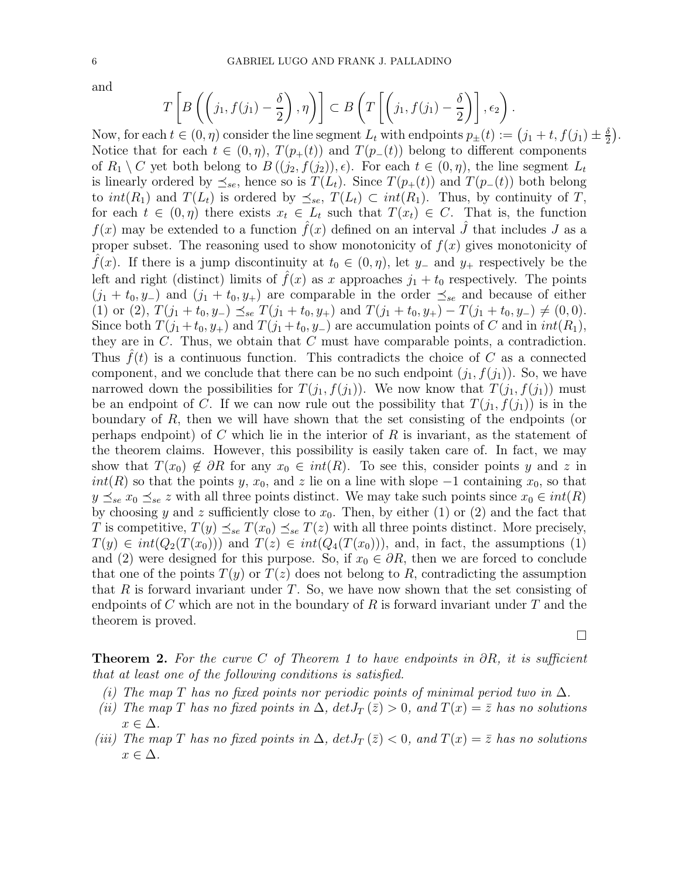and

$$T\left[B\left(\left(j_1, f(j_1) - \frac{\delta}{2}\right), \eta\right)\right] \subset B\left(T\left[\left(j_1, f(j_1) - \frac{\delta}{2}\right)\right], \epsilon_2\right).$$

Now, for each $t \in (0, \eta)$ consider the line segment $L_t$ with endpoints $p_{\pm}(t) := \left(j_1 + t, f(j_1) \pm \frac{\delta}{2}\right)$. Notice that for each $t \in (0, \eta)$, $T(p_+(t))$ and $T(p_-(t))$ belong to different components of $R_1 \setminus C$ yet both belong to $B\left((j_2, f(j_2)), \epsilon\right)$. For each $t \in (0, \eta)$, the line segment $L_t$ is linearly ordered by $\preceq_{se}$, hence so is $T(L_t)$. Since $T(p_+(t))$ and $T(p_-(t))$ both belong to $int(R_1)$ and $T(L_t)$ is ordered by $\preceq_{se}$, $T(L_t) \subset int(R_1)$. Thus, by continuity of $T$, for each $t \in (0, \eta)$ there exists $x_t \in L_t$ such that $T(x_t) \in C$. That is, the function $f(x)$ may be extended to a function $\hat{f}(x)$ defined on an interval $\hat{J}$ that includes $J$ as a proper subset. The reasoning used to show monotonicity of $f(x)$ gives monotonicity of $\hat{f}(x)$. If there is a jump discontinuity at $t_0 \in (0, \eta)$, let $y_-$ and $y_+$ respectively be the left and right (distinct) limits of $\hat{f}(x)$ as $x$ approaches $j_1 + t_0$ respectively. The points $(j_1 + t_0, y_-)$ and $(j_1 + t_0, y_+)$ are comparable in the order $\preceq_{se}$ and because of either (1) or (2), $T(j_1 + t_0, y_-) \preceq_{se} T(j_1 + t_0, y_+)$ and $T(j_1 + t_0, y_+) - T(j_1 + t_0, y_-) \neq (0, 0)$. Since both $T(j_1 + t_0, y_+)$ and $T(j_1 + t_0, y_-)$ are accumulation points of $C$ and in $int(R_1)$, they are in $C$. Thus, we obtain that $C$ must have comparable points, a contradiction. Thus $\hat{f}(t)$ is a continuous function. This contradicts the choice of $C$ as a connected component, and we conclude that there can be no such endpoint $(j_1, f(j_1))$. So, we have narrowed down the possibilities for $T(j_1, f(j_1))$. We now know that $T(j_1, f(j_1))$ must be an endpoint of $C$. If we can now rule out the possibility that $T(j_1, f(j_1))$ is in the boundary of $R$, then we will have shown that the set consisting of the endpoints (or perhaps endpoint) of $C$ which lie in the interior of $R$ is invariant, as the statement of the theorem claims. However, this possibility is easily taken care of. In fact, we may show that $T(x_0) \notin \partial R$ for any $x_0 \in int(R)$. To see this, consider points $y$ and $z$ in $int(R)$ so that the points $y$, $x_0$, and $z$ lie on a line with slope $-1$ containing $x_0$, so that $y \preceq_{se} x_0 \preceq_{se} z$ with all three points distinct. We may take such points since $x_0 \in int(R)$ by choosing $y$ and $z$ sufficiently close to $x_0$. Then, by either (1) or (2) and the fact that $T$ is competitive, $T(y) \preceq_{se} T(x_0) \preceq_{se} T(z)$ with all three points distinct. More precisely, $T(y) \in int(Q_2(T(x_0)))$ and $T(z) \in int(Q_4(T(x_0)))$, and, in fact, the assumptions (1) and (2) were designed for this purpose. So, if $x_0 \in \partial R$, then we are forced to conclude that one of the points $T(y)$ or $T(z)$ does not belong to $R$, contradicting the assumption that $R$ is forward invariant under $T$. So, we have now shown that the set consisting of endpoints of $C$ which are not in the boundary of $R$ is forward invariant under $T$ and the theorem is proved.

$\square$

**Theorem 2.** *For the curve $C$ of Theorem 1 to have endpoints in $\partial R$, it is sufficient that at least one of the following conditions is satisfied.*

*(i) The map $T$ has no fixed points nor periodic points of minimal period two in $\Delta$.*
*(ii) The map $T$ has no fixed points in $\Delta$, $detJ_T(\bar{z}) > 0$, and $T(x) = \bar{z}$ has no solutions $x \in \Delta$.*
*(iii) The map $T$ has no fixed points in $\Delta$, $detJ_T(\bar{z}) < 0$, and $T(x) = \bar{z}$ has no solutions $x \in \Delta$.*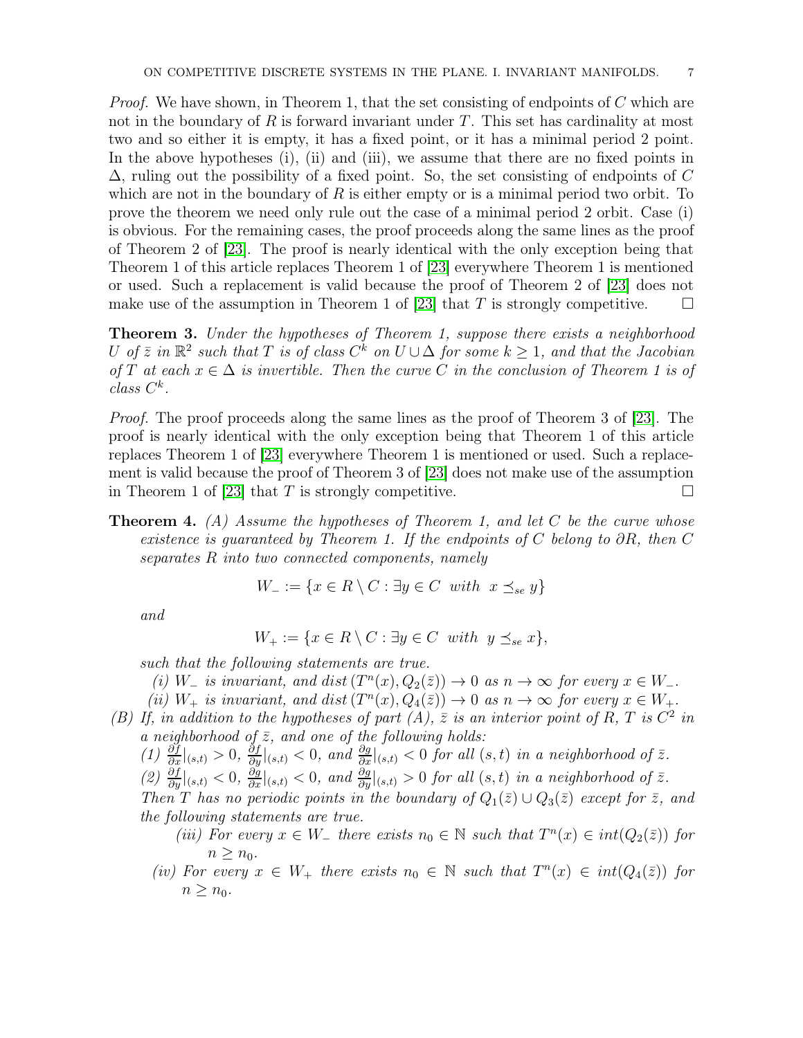*Proof.* We have shown, in Theorem 1, that the set consisting of endpoints of $C$ which are not in the boundary of $R$ is forward invariant under $T$. This set has cardinality at most two and so either it is empty, it has a fixed point, or it has a minimal period 2 point. In the above hypotheses (i), (ii) and (iii), we assume that there are no fixed points in $\Delta$, ruling out the possibility of a fixed point. So, the set consisting of endpoints of $C$ which are not in the boundary of $R$ is either empty or is a minimal period two orbit. To prove the theorem we need only rule out the case of a minimal period 2 orbit. Case (i) is obvious. For the remaining cases, the proof proceeds along the same lines as the proof of Theorem 2 of [23]. The proof is nearly identical with the only exception being that Theorem 1 of this article replaces Theorem 1 of [23] everywhere Theorem 1 is mentioned or used. Such a replacement is valid because the proof of Theorem 2 of [23] does not make use of the assumption in Theorem 1 of [23] that $T$ is strongly competitive. $\square$

**Theorem 3.** *Under the hypotheses of Theorem 1, suppose there exists a neighborhood $U$ of $\bar{z}$ in $\mathbb{R}^2$ such that $T$ is of class $C^k$ on $U \cup \Delta$ for some $k \geq 1$, and that the Jacobian of $T$ at each $x \in \Delta$ is invertible. Then the curve $C$ in the conclusion of Theorem 1 is of class $C^k$.*

*Proof.* The proof proceeds along the same lines as the proof of Theorem 3 of [23]. The proof is nearly identical with the only exception being that Theorem 1 of this article replaces Theorem 1 of [23] everywhere Theorem 1 is mentioned or used. Such a replacement is valid because the proof of Theorem 3 of [23] does not make use of the assumption in Theorem 1 of [23] that $T$ is strongly competitive. $\square$

**Theorem 4.** *(A) Assume the hypotheses of Theorem 1, and let $C$ be the curve whose existence is guaranteed by Theorem 1. If the endpoints of $C$ belong to $\partial R$, then $C$ separates $R$ into two connected components, namely*

$$W_- := \{x \in R \setminus C : \exists y \in C \text{ with } x \preceq_{se} y\}$$

*and*

$$W_+ := \{x \in R \setminus C : \exists y \in C \text{ with } y \preceq_{se} x\},$$

*such that the following statements are true.*

*(i) $W_-$ is invariant, and $dist\,(T^n(x), Q_2(\bar{z})) \to 0$ as $n \to \infty$ for every $x \in W_-$.*

*(ii) $W_+$ is invariant, and $dist\,(T^n(x), Q_4(\bar{z})) \to 0$ as $n \to \infty$ for every $x \in W_+$.*

*(B) If, in addition to the hypotheses of part (A), $\bar{z}$ is an interior point of $R$, $T$ is $C^2$ in a neighborhood of $\bar{z}$, and one of the following holds:*

*(1) $\frac{\partial f}{\partial x}|_{(s,t)} > 0$, $\frac{\partial f}{\partial y}|_{(s,t)} < 0$, and $\frac{\partial g}{\partial x}|_{(s,t)} < 0$ for all $(s,t)$ in a neighborhood of $\bar{z}$.*

*(2) $\frac{\partial f}{\partial y}|_{(s,t)} < 0$, $\frac{\partial g}{\partial x}|_{(s,t)} < 0$, and $\frac{\partial g}{\partial y}|_{(s,t)} > 0$ for all $(s,t)$ in a neighborhood of $\bar{z}$.*

*Then $T$ has no periodic points in the boundary of $Q_1(\bar{z}) \cup Q_3(\bar{z})$ except for $\bar{z}$, and the following statements are true.*

*(iii) For every $x \in W_-$ there exists $n_0 \in \mathbb{N}$ such that $T^n(x) \in int(Q_2(\bar{z}))$ for $n \geq n_0$.*

*(iv) For every $x \in W_+$ there exists $n_0 \in \mathbb{N}$ such that $T^n(x) \in int(Q_4(\bar{z}))$ for $n \geq n_0$.*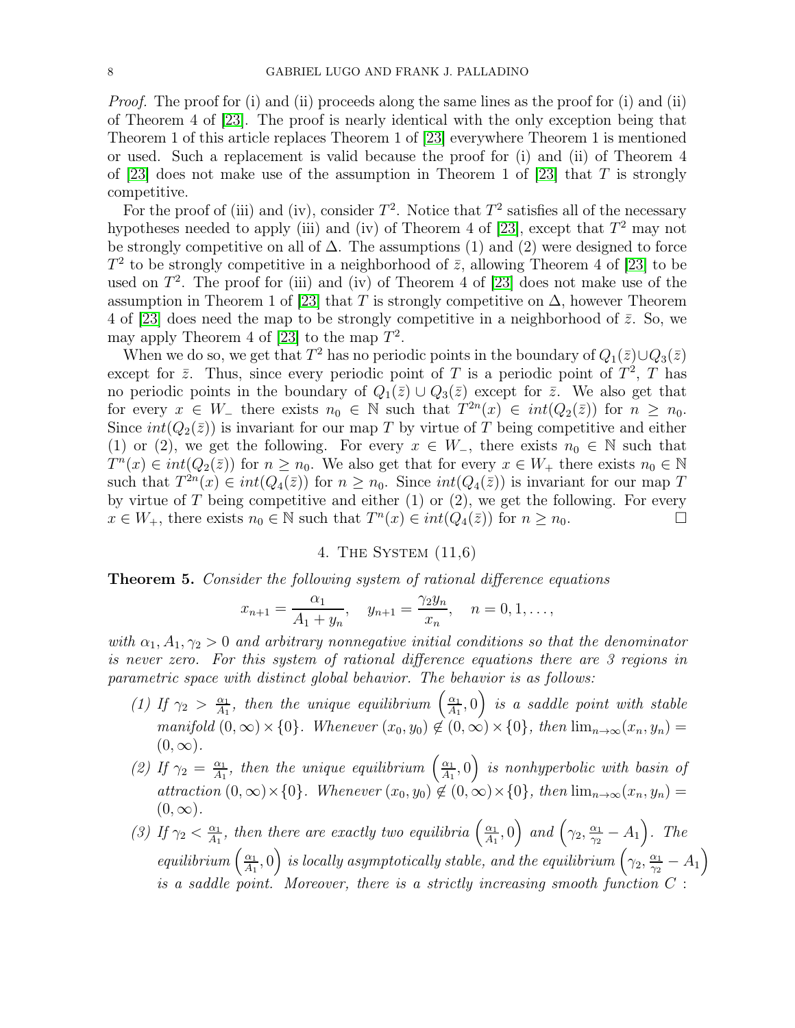*Proof.* The proof for (i) and (ii) proceeds along the same lines as the proof for (i) and (ii) of Theorem 4 of [23]. The proof is nearly identical with the only exception being that Theorem 1 of this article replaces Theorem 1 of [23] everywhere Theorem 1 is mentioned or used. Such a replacement is valid because the proof for (i) and (ii) of Theorem 4 of [23] does not make use of the assumption in Theorem 1 of [23] that $T$ is strongly competitive.

For the proof of (iii) and (iv), consider $T^2$. Notice that $T^2$ satisfies all of the necessary hypotheses needed to apply (iii) and (iv) of Theorem 4 of [23], except that $T^2$ may not be strongly competitive on all of $\Delta$. The assumptions (1) and (2) were designed to force $T^2$ to be strongly competitive in a neighborhood of $\bar{z}$, allowing Theorem 4 of [23] to be used on $T^2$. The proof for (iii) and (iv) of Theorem 4 of [23] does not make use of the assumption in Theorem 1 of [23] that $T$ is strongly competitive on $\Delta$, however Theorem 4 of [23] does need the map to be strongly competitive in a neighborhood of $\bar{z}$. So, we may apply Theorem 4 of [23] to the map $T^2$.

When we do so, we get that $T^2$ has no periodic points in the boundary of $Q_1(\bar{z}) \cup Q_3(\bar{z})$ except for $\bar{z}$. Thus, since every periodic point of $T$ is a periodic point of $T^2$, $T$ has no periodic points in the boundary of $Q_1(\bar{z}) \cup Q_3(\bar{z})$ except for $\bar{z}$. We also get that for every $x \in W_-$ there exists $n_0 \in \mathbb{N}$ such that $T^{2n}(x) \in int(Q_2(\bar{z}))$ for $n \geq n_0$. Since $int(Q_2(\bar{z}))$ is invariant for our map $T$ by virtue of $T$ being competitive and either (1) or (2), we get the following. For every $x \in W_-$, there exists $n_0 \in \mathbb{N}$ such that $T^n(x) \in int(Q_2(\bar{z}))$ for $n \geq n_0$. We also get that for every $x \in W_+$ there exists $n_0 \in \mathbb{N}$ such that $T^{2n}(x) \in int(Q_4(\bar{z}))$ for $n \geq n_0$. Since $int(Q_4(\bar{z}))$ is invariant for our map $T$ by virtue of $T$ being competitive and either (1) or (2), we get the following. For every $x \in W_+$, there exists $n_0 \in \mathbb{N}$ such that $T^n(x) \in int(Q_4(\bar{z}))$ for $n \geq n_0$. □

## 4. The System (11,6)

**Theorem 5.** *Consider the following system of rational difference equations*

$$x_{n+1} = \frac{\alpha_1}{A_1 + y_n}, \quad y_{n+1} = \frac{\gamma_2 y_n}{x_n}, \quad n = 0, 1, \ldots,$$

*with $\alpha_1, A_1, \gamma_2 > 0$ and arbitrary nonnegative initial conditions so that the denominator is never zero. For this system of rational difference equations there are 3 regions in parametric space with distinct global behavior. The behavior is as follows:*

*(1) If $\gamma_2 > \frac{\alpha_1}{A_1}$, then the unique equilibrium $\left(\frac{\alpha_1}{A_1}, 0\right)$ is a saddle point with stable manifold $(0, \infty) \times \{0\}$. Whenever $(x_0, y_0) \notin (0, \infty) \times \{0\}$, then $\lim_{n\to\infty}(x_n, y_n) = (0, \infty)$.*

*(2) If $\gamma_2 = \frac{\alpha_1}{A_1}$, then the unique equilibrium $\left(\frac{\alpha_1}{A_1}, 0\right)$ is nonhyperbolic with basin of attraction $(0, \infty) \times \{0\}$. Whenever $(x_0, y_0) \notin (0, \infty) \times \{0\}$, then $\lim_{n\to\infty}(x_n, y_n) = (0, \infty)$.*

*(3) If $\gamma_2 < \frac{\alpha_1}{A_1}$, then there are exactly two equilibria $\left(\frac{\alpha_1}{A_1}, 0\right)$ and $\left(\gamma_2, \frac{\alpha_1}{\gamma_2} - A_1\right)$. The equilibrium $\left(\frac{\alpha_1}{A_1}, 0\right)$ is locally asymptotically stable, and the equilibrium $\left(\gamma_2, \frac{\alpha_1}{\gamma_2} - A_1\right)$ is a saddle point. Moreover, there is a strictly increasing smooth function $C$ :*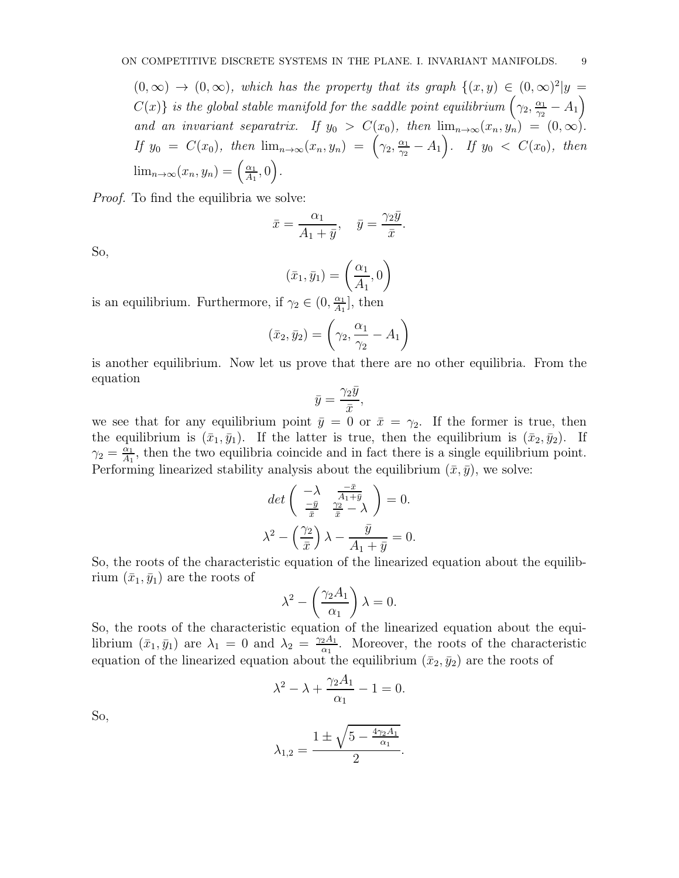*$(0,\infty) \to (0,\infty)$, which has the property that its graph $\{(x,y) \in (0,\infty)^2 | y = C(x)\}$ is the global stable manifold for the saddle point equilibrium $\left(\gamma_2, \frac{\alpha_1}{\gamma_2} - A_1\right)$ and an invariant separatrix. If $y_0 > C(x_0)$, then $\lim_{n\to\infty}(x_n, y_n) = (0,\infty)$. If $y_0 = C(x_0)$, then $\lim_{n\to\infty}(x_n, y_n) = \left(\gamma_2, \frac{\alpha_1}{\gamma_2} - A_1\right)$. If $y_0 < C(x_0)$, then $\lim_{n\to\infty}(x_n, y_n) = \left(\frac{\alpha_1}{A_1}, 0\right)$.*

*Proof.* To find the equilibria we solve:

$$\bar{x} = \frac{\alpha_1}{A_1 + \bar{y}}, \quad \bar{y} = \frac{\gamma_2 \bar{y}}{\bar{x}}.$$

So,

$$(\bar{x}_1, \bar{y}_1) = \left(\frac{\alpha_1}{A_1}, 0\right)$$

is an equilibrium. Furthermore, if $\gamma_2 \in (0, \frac{\alpha_1}{A_1}]$, then

$$(\bar{x}_2, \bar{y}_2) = \left(\gamma_2, \frac{\alpha_1}{\gamma_2} - A_1\right)$$

is another equilibrium. Now let us prove that there are no other equilibria. From the equation

$$\bar{y} = \frac{\gamma_2 \bar{y}}{\bar{x}},$$

we see that for any equilibrium point $\bar{y} = 0$ or $\bar{x} = \gamma_2$. If the former is true, then the equilibrium is $(\bar{x}_1, \bar{y}_1)$. If the latter is true, then the equilibrium is $(\bar{x}_2, \bar{y}_2)$. If $\gamma_2 = \frac{\alpha_1}{A_1}$, then the two equilibria coincide and in fact there is a single equilibrium point. Performing linearized stability analysis about the equilibrium $(\bar{x}, \bar{y})$, we solve:

$$det \begin{pmatrix} -\lambda & \frac{-\bar{x}}{A_1 + \bar{y}} \\ \frac{-\bar{y}}{\bar{x}} & \frac{\gamma_2}{\bar{x}} - \lambda \end{pmatrix} = 0.$$

$$\lambda^2 - \left(\frac{\gamma_2}{\bar{x}}\right)\lambda - \frac{\bar{y}}{A_1 + \bar{y}} = 0.$$

So, the roots of the characteristic equation of the linearized equation about the equilibrium $(\bar{x}_1, \bar{y}_1)$ are the roots of

$$\lambda^2 - \left(\frac{\gamma_2 A_1}{\alpha_1}\right)\lambda = 0.$$

So, the roots of the characteristic equation of the linearized equation about the equilibrium $(\bar{x}_1, \bar{y}_1)$ are $\lambda_1 = 0$ and $\lambda_2 = \frac{\gamma_2 A_1}{\alpha_1}$. Moreover, the roots of the characteristic equation of the linearized equation about the equilibrium $(\bar{x}_2, \bar{y}_2)$ are the roots of

$$\lambda^2 - \lambda + \frac{\gamma_2 A_1}{\alpha_1} - 1 = 0.$$

So,

$$\lambda_{1,2} = \frac{1 \pm \sqrt{5 - \frac{4\gamma_2 A_1}{\alpha_1}}}{2}.$$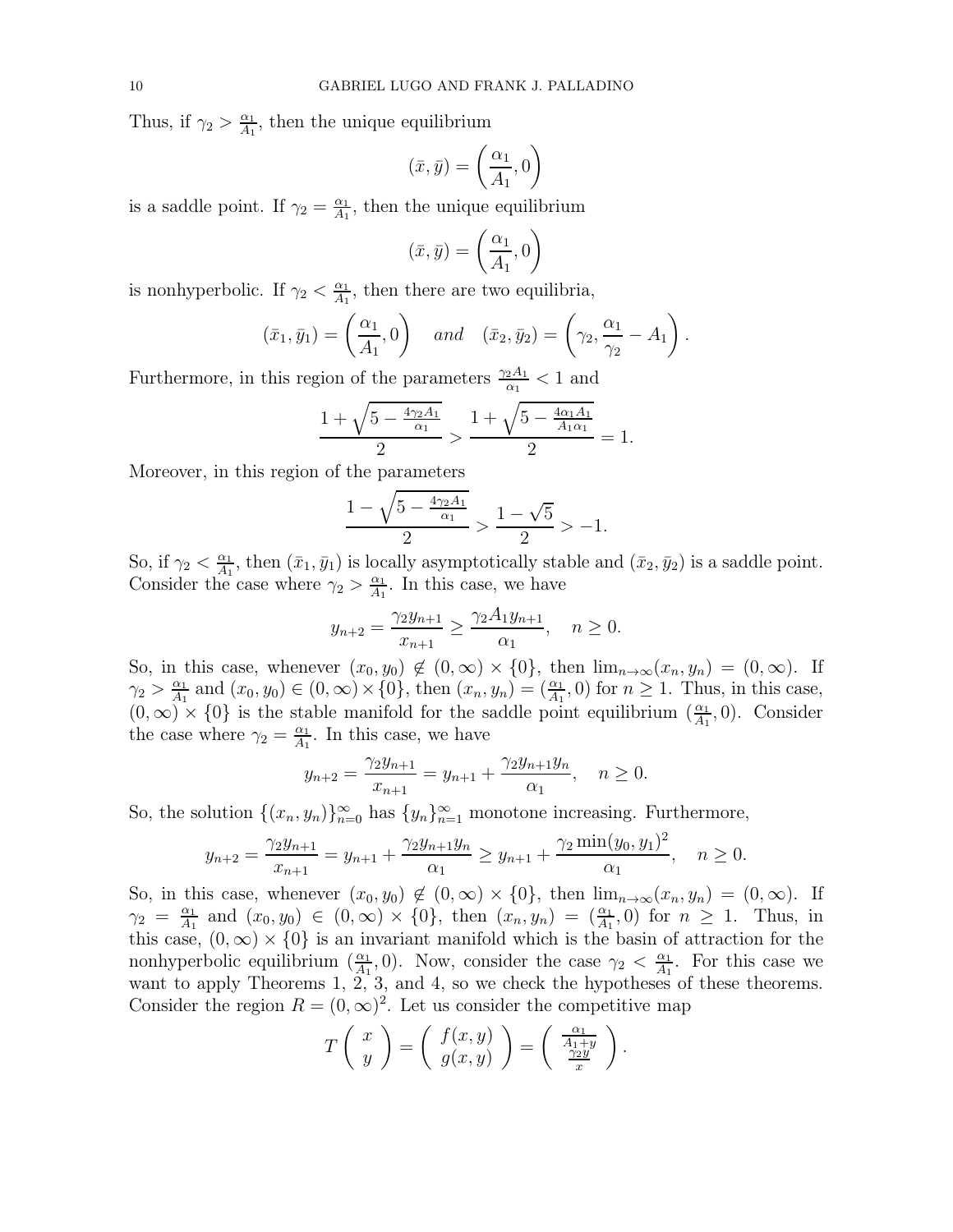Thus, if $\gamma_2 > \frac{\alpha_1}{A_1}$, then the unique equilibrium

$$(\bar{x}, \bar{y}) = \left(\frac{\alpha_1}{A_1}, 0\right)$$

is a saddle point. If $\gamma_2 = \frac{\alpha_1}{A_1}$, then the unique equilibrium

$$(\bar{x}, \bar{y}) = \left(\frac{\alpha_1}{A_1}, 0\right)$$

is nonhyperbolic. If $\gamma_2 < \frac{\alpha_1}{A_1}$, then there are two equilibria,

$$(\bar{x}_1, \bar{y}_1) = \left(\frac{\alpha_1}{A_1}, 0\right) \quad and \quad (\bar{x}_2, \bar{y}_2) = \left(\gamma_2, \frac{\alpha_1}{\gamma_2} - A_1\right).$$

Furthermore, in this region of the parameters $\frac{\gamma_2 A_1}{\alpha_1} < 1$ and

$$\frac{1 + \sqrt{5 - \frac{4\gamma_2 A_1}{\alpha_1}}}{2} > \frac{1 + \sqrt{5 - \frac{4\alpha_1 A_1}{A_1 \alpha_1}}}{2} = 1.$$

Moreover, in this region of the parameters

$$\frac{1 - \sqrt{5 - \frac{4\gamma_2 A_1}{\alpha_1}}}{2} > \frac{1 - \sqrt{5}}{2} > -1.$$

So, if $\gamma_2 < \frac{\alpha_1}{A_1}$, then $(\bar{x}_1, \bar{y}_1)$ is locally asymptotically stable and $(\bar{x}_2, \bar{y}_2)$ is a saddle point. Consider the case where $\gamma_2 > \frac{\alpha_1}{A_1}$. In this case, we have

$$y_{n+2} = \frac{\gamma_2 y_{n+1}}{x_{n+1}} \geq \frac{\gamma_2 A_1 y_{n+1}}{\alpha_1}, \quad n \geq 0.$$

So, in this case, whenever $(x_0, y_0) \notin (0, \infty) \times \{0\}$, then $\lim_{n\to\infty}(x_n, y_n) = (0, \infty)$. If $\gamma_2 > \frac{\alpha_1}{A_1}$ and $(x_0, y_0) \in (0, \infty) \times \{0\}$, then $(x_n, y_n) = (\frac{\alpha_1}{A_1}, 0)$ for $n \geq 1$. Thus, in this case, $(0, \infty) \times \{0\}$ is the stable manifold for the saddle point equilibrium $(\frac{\alpha_1}{A_1}, 0)$. Consider the case where $\gamma_2 = \frac{\alpha_1}{A_1}$. In this case, we have

$$y_{n+2} = \frac{\gamma_2 y_{n+1}}{x_{n+1}} = y_{n+1} + \frac{\gamma_2 y_{n+1} y_n}{\alpha_1}, \quad n \geq 0.$$

So, the solution $\{(x_n, y_n)\}_{n=0}^{\infty}$ has $\{y_n\}_{n=1}^{\infty}$ monotone increasing. Furthermore,

$$y_{n+2} = \frac{\gamma_2 y_{n+1}}{x_{n+1}} = y_{n+1} + \frac{\gamma_2 y_{n+1} y_n}{\alpha_1} \geq y_{n+1} + \frac{\gamma_2 \min(y_0, y_1)^2}{\alpha_1}, \quad n \geq 0.$$

So, in this case, whenever $(x_0, y_0) \notin (0, \infty) \times \{0\}$, then $\lim_{n\to\infty}(x_n, y_n) = (0, \infty)$. If $\gamma_2 = \frac{\alpha_1}{A_1}$ and $(x_0, y_0) \in (0, \infty) \times \{0\}$, then $(x_n, y_n) = (\frac{\alpha_1}{A_1}, 0)$ for $n \geq 1$. Thus, in this case, $(0, \infty) \times \{0\}$ is an invariant manifold which is the basin of attraction for the nonhyperbolic equilibrium $(\frac{\alpha_1}{A_1}, 0)$. Now, consider the case $\gamma_2 < \frac{\alpha_1}{A_1}$. For this case we want to apply Theorems 1, 2, 3, and 4, so we check the hypotheses of these theorems. Consider the region $R = (0, \infty)^2$. Let us consider the competitive map

$$T\begin{pmatrix} x \\ y \end{pmatrix} = \begin{pmatrix} f(x, y) \\ g(x, y) \end{pmatrix} = \begin{pmatrix} \frac{\alpha_1}{A_1 + y} \\ \frac{\gamma_2 y}{x} \end{pmatrix}.$$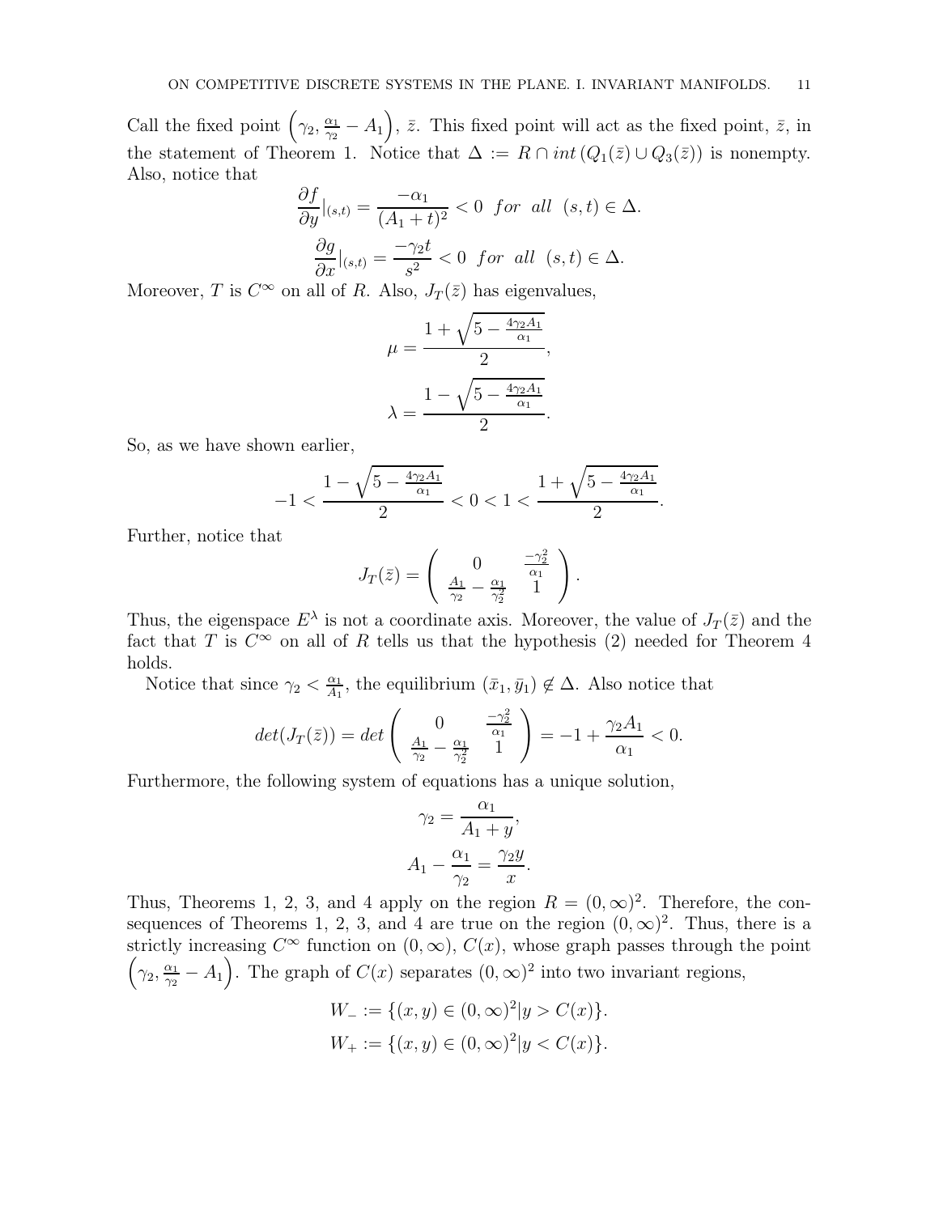Call the fixed point $\left(\gamma_2, \frac{\alpha_1}{\gamma_2} - A_1\right)$, $\bar{z}$. This fixed point will act as the fixed point, $\bar{z}$, in the statement of Theorem 1. Notice that $\Delta := R \cap int\,(Q_1(\bar{z}) \cup Q_3(\bar{z}))$ is nonempty. Also, notice that

$$\frac{\partial f}{\partial y}|_{(s,t)} = \frac{-\alpha_1}{(A_1 + t)^2} < 0 \;\; for \;\; all \;\; (s,t) \in \Delta.$$

$$\frac{\partial g}{\partial x}|_{(s,t)} = \frac{-\gamma_2 t}{s^2} < 0 \;\; for \;\; all \;\; (s,t) \in \Delta.$$

Moreover, $T$ is $C^\infty$ on all of $R$. Also, $J_T(\bar{z})$ has eigenvalues,

$$\mu = \frac{1 + \sqrt{5 - \frac{4\gamma_2 A_1}{\alpha_1}}}{2},$$

$$\lambda = \frac{1 - \sqrt{5 - \frac{4\gamma_2 A_1}{\alpha_1}}}{2}.$$

So, as we have shown earlier,

$$-1 < \frac{1 - \sqrt{5 - \frac{4\gamma_2 A_1}{\alpha_1}}}{2} < 0 < 1 < \frac{1 + \sqrt{5 - \frac{4\gamma_2 A_1}{\alpha_1}}}{2}.$$

Further, notice that

$$J_T(\bar{z}) = \begin{pmatrix} 0 & \frac{-\gamma_2^2}{\alpha_1} \\ \frac{A_1}{\gamma_2} - \frac{\alpha_1}{\gamma_2^2} & 1 \end{pmatrix}.$$

Thus, the eigenspace $E^\lambda$ is not a coordinate axis. Moreover, the value of $J_T(\bar{z})$ and the fact that $T$ is $C^\infty$ on all of $R$ tells us that the hypothesis (2) needed for Theorem 4 holds.

Notice that since $\gamma_2 < \frac{\alpha_1}{A_1}$, the equilibrium $(\bar{x}_1, \bar{y}_1) \notin \Delta$. Also notice that

$$det(J_T(\bar{z})) = det\begin{pmatrix} 0 & \frac{-\gamma_2^2}{\alpha_1} \\ \frac{A_1}{\gamma_2} - \frac{\alpha_1}{\gamma_2^2} & 1 \end{pmatrix} = -1 + \frac{\gamma_2 A_1}{\alpha_1} < 0.$$

Furthermore, the following system of equations has a unique solution,

$$\gamma_2 = \frac{\alpha_1}{A_1 + y},$$

$$A_1 - \frac{\alpha_1}{\gamma_2} = \frac{\gamma_2 y}{x}.$$

Thus, Theorems 1, 2, 3, and 4 apply on the region $R = (0,\infty)^2$. Therefore, the consequences of Theorems 1, 2, 3, and 4 are true on the region $(0,\infty)^2$. Thus, there is a strictly increasing $C^\infty$ function on $(0,\infty)$, $C(x)$, whose graph passes through the point $\left(\gamma_2, \frac{\alpha_1}{\gamma_2} - A_1\right)$. The graph of $C(x)$ separates $(0,\infty)^2$ into two invariant regions,

$$W_- := \{(x,y) \in (0,\infty)^2 | y > C(x)\}.$$

$$W_+ := \{(x,y) \in (0,\infty)^2 | y < C(x)\}.$$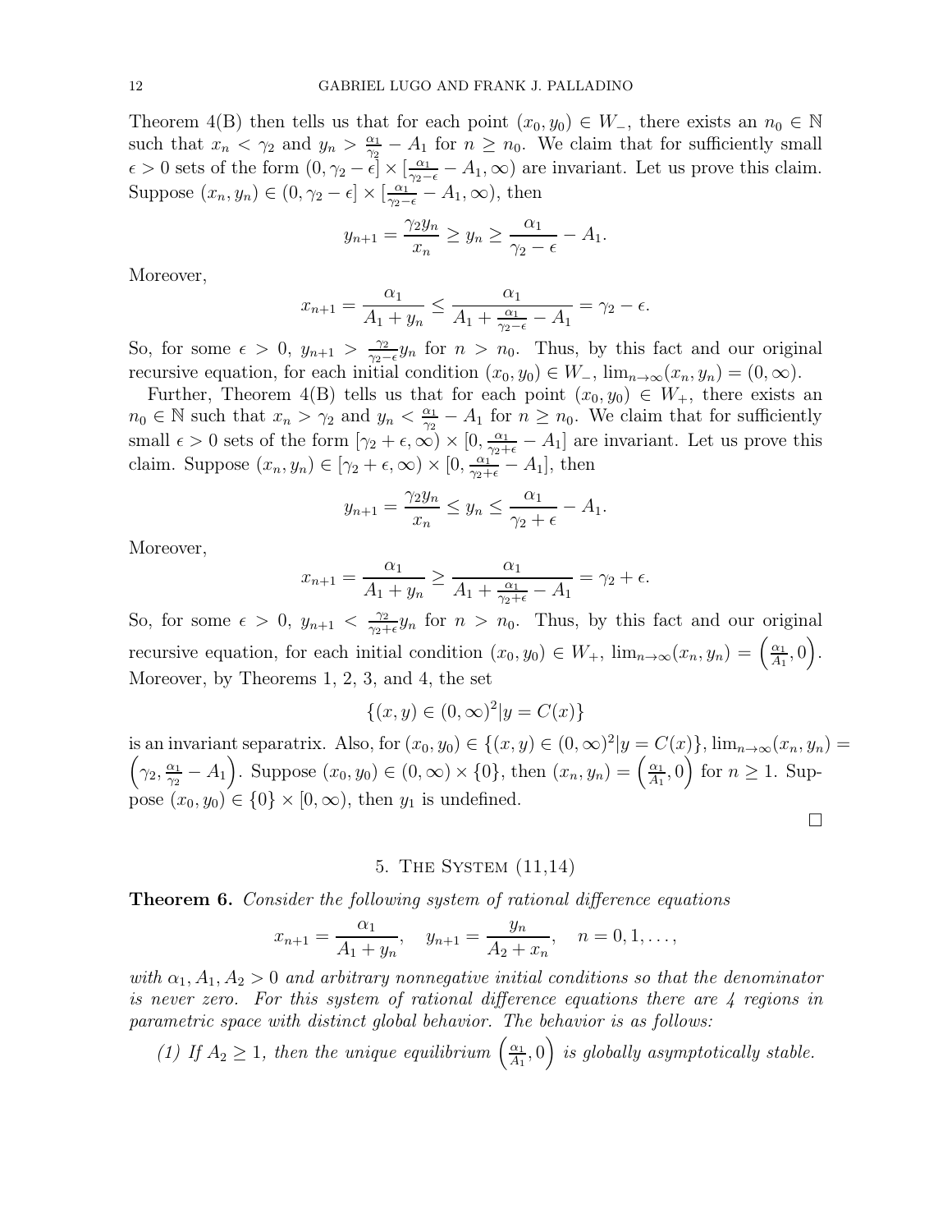Theorem 4(B) then tells us that for each point $(x_0, y_0) \in W_-$, there exists an $n_0 \in \mathbb{N}$ such that $x_n < \gamma_2$ and $y_n > \frac{\alpha_1}{\gamma_2} - A_1$ for $n \geq n_0$. We claim that for sufficiently small $\epsilon > 0$ sets of the form $(0, \gamma_2 - \epsilon] \times [\frac{\alpha_1}{\gamma_2 - \epsilon} - A_1, \infty)$ are invariant. Let us prove this claim. Suppose $(x_n, y_n) \in (0, \gamma_2 - \epsilon] \times [\frac{\alpha_1}{\gamma_2 - \epsilon} - A_1, \infty)$, then

$$y_{n+1} = \frac{\gamma_2 y_n}{x_n} \geq y_n \geq \frac{\alpha_1}{\gamma_2 - \epsilon} - A_1.$$

Moreover,

$$x_{n+1} = \frac{\alpha_1}{A_1 + y_n} \leq \frac{\alpha_1}{A_1 + \frac{\alpha_1}{\gamma_2 - \epsilon} - A_1} = \gamma_2 - \epsilon.$$

So, for some $\epsilon > 0$, $y_{n+1} > \frac{\gamma_2}{\gamma_2 - \epsilon} y_n$ for $n > n_0$. Thus, by this fact and our original recursive equation, for each initial condition $(x_0, y_0) \in W_-$, $\lim_{n\to\infty}(x_n, y_n) = (0, \infty)$.

Further, Theorem 4(B) tells us that for each point $(x_0, y_0) \in W_+$, there exists an $n_0 \in \mathbb{N}$ such that $x_n > \gamma_2$ and $y_n < \frac{\alpha_1}{\gamma_2} - A_1$ for $n \geq n_0$. We claim that for sufficiently small $\epsilon > 0$ sets of the form $[\gamma_2 + \epsilon, \infty) \times [0, \frac{\alpha_1}{\gamma_2 + \epsilon} - A_1]$ are invariant. Let us prove this claim. Suppose $(x_n, y_n) \in [\gamma_2 + \epsilon, \infty) \times [0, \frac{\alpha_1}{\gamma_2 + \epsilon} - A_1]$, then

$$y_{n+1} = \frac{\gamma_2 y_n}{x_n} \leq y_n \leq \frac{\alpha_1}{\gamma_2 + \epsilon} - A_1.$$

Moreover,

$$x_{n+1} = \frac{\alpha_1}{A_1 + y_n} \geq \frac{\alpha_1}{A_1 + \frac{\alpha_1}{\gamma_2 + \epsilon} - A_1} = \gamma_2 + \epsilon.$$

So, for some $\epsilon > 0$, $y_{n+1} < \frac{\gamma_2}{\gamma_2 + \epsilon} y_n$ for $n > n_0$. Thus, by this fact and our original recursive equation, for each initial condition $(x_0, y_0) \in W_+$, $\lim_{n\to\infty}(x_n, y_n) = \left(\frac{\alpha_1}{A_1}, 0\right)$. Moreover, by Theorems 1, 2, 3, and 4, the set

$$\{(x, y) \in (0, \infty)^2 | y = C(x)\}$$

is an invariant separatrix. Also, for $(x_0, y_0) \in \{(x, y) \in (0, \infty)^2 | y = C(x)\}$, $\lim_{n\to\infty}(x_n, y_n) = \left(\gamma_2, \frac{\alpha_1}{\gamma_2} - A_1\right)$. Suppose $(x_0, y_0) \in (0, \infty) \times \{0\}$, then $(x_n, y_n) = \left(\frac{\alpha_1}{A_1}, 0\right)$ for $n \geq 1$. Suppose $(x_0, y_0) \in \{0\} \times [0, \infty)$, then $y_1$ is undefined.

$\square$

## 5. The System (11,14)

**Theorem 6.** *Consider the following system of rational difference equations*

$$x_{n+1} = \frac{\alpha_1}{A_1 + y_n}, \quad y_{n+1} = \frac{y_n}{A_2 + x_n}, \quad n = 0, 1, \ldots,$$

*with $\alpha_1, A_1, A_2 > 0$ and arbitrary nonnegative initial conditions so that the denominator is never zero. For this system of rational difference equations there are 4 regions in parametric space with distinct global behavior. The behavior is as follows:*

*(1) If $A_2 \geq 1$, then the unique equilibrium $\left(\frac{\alpha_1}{A_1}, 0\right)$ is globally asymptotically stable.*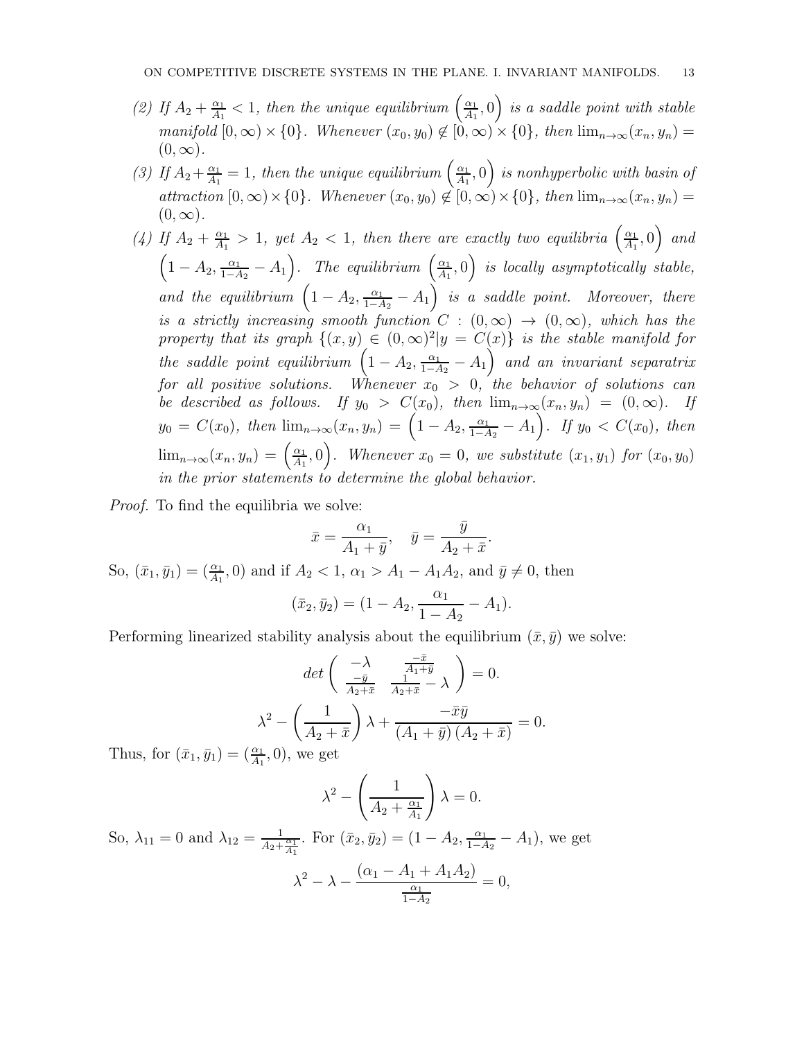*(2) If $A_2 + \frac{\alpha_1}{A_1} < 1$, then the unique equilibrium $\left(\frac{\alpha_1}{A_1}, 0\right)$ is a saddle point with stable manifold $[0,\infty) \times \{0\}$. Whenever $(x_0, y_0) \notin [0,\infty) \times \{0\}$, then $\lim_{n\to\infty}(x_n, y_n) = (0, \infty)$.*

*(3) If $A_2 + \frac{\alpha_1}{A_1} = 1$, then the unique equilibrium $\left(\frac{\alpha_1}{A_1}, 0\right)$ is nonhyperbolic with basin of attraction $[0,\infty) \times \{0\}$. Whenever $(x_0, y_0) \notin [0,\infty) \times \{0\}$, then $\lim_{n\to\infty}(x_n, y_n) = (0, \infty)$.*

*(4) If $A_2 + \frac{\alpha_1}{A_1} > 1$, yet $A_2 < 1$, then there are exactly two equilibria $\left(\frac{\alpha_1}{A_1}, 0\right)$ and $\left(1 - A_2, \frac{\alpha_1}{1-A_2} - A_1\right)$. The equilibrium $\left(\frac{\alpha_1}{A_1}, 0\right)$ is locally asymptotically stable, and the equilibrium $\left(1 - A_2, \frac{\alpha_1}{1-A_2} - A_1\right)$ is a saddle point. Moreover, there is a strictly increasing smooth function $C : (0, \infty) \to (0, \infty)$, which has the property that its graph $\{(x, y) \in (0, \infty)^2 | y = C(x)\}$ is the stable manifold for the saddle point equilibrium $\left(1 - A_2, \frac{\alpha_1}{1-A_2} - A_1\right)$ and an invariant separatrix for all positive solutions. Whenever $x_0 > 0$, the behavior of solutions can be described as follows. If $y_0 > C(x_0)$, then $\lim_{n\to\infty}(x_n, y_n) = (0, \infty)$. If $y_0 = C(x_0)$, then $\lim_{n\to\infty}(x_n, y_n) = \left(1 - A_2, \frac{\alpha_1}{1-A_2} - A_1\right)$. If $y_0 < C(x_0)$, then $\lim_{n\to\infty}(x_n, y_n) = \left(\frac{\alpha_1}{A_1}, 0\right)$. Whenever $x_0 = 0$, we substitute $(x_1, y_1)$ for $(x_0, y_0)$ in the prior statements to determine the global behavior.*

*Proof.* To find the equilibria we solve:

$$\bar{x} = \frac{\alpha_1}{A_1 + \bar{y}}, \quad \bar{y} = \frac{\bar{y}}{A_2 + \bar{x}}.$$

So, $(\bar{x}_1, \bar{y}_1) = (\frac{\alpha_1}{A_1}, 0)$ and if $A_2 < 1$, $\alpha_1 > A_1 - A_1 A_2$, and $\bar{y} \neq 0$, then

$$(\bar{x}_2, \bar{y}_2) = (1 - A_2, \frac{\alpha_1}{1 - A_2} - A_1).$$

Performing linearized stability analysis about the equilibrium $(\bar{x}, \bar{y})$ we solve:

$$det \begin{pmatrix} -\lambda & \frac{-\bar{x}}{A_1 + \bar{y}} \\ \frac{-\bar{y}}{A_2 + \bar{x}} & \frac{1}{A_2 + \bar{x}} - \lambda \end{pmatrix} = 0.$$

$$\lambda^2 - \left(\frac{1}{A_2 + \bar{x}}\right)\lambda + \frac{-\bar{x}\bar{y}}{(A_1 + \bar{y})(A_2 + \bar{x})} = 0.$$

Thus, for $(\bar{x}_1, \bar{y}_1) = (\frac{\alpha_1}{A_1}, 0)$, we get

$$\lambda^2 - \left(\frac{1}{A_2 + \frac{\alpha_1}{A_1}}\right)\lambda = 0.$$

So, $\lambda_{11} = 0$ and $\lambda_{12} = \frac{1}{A_2 + \frac{\alpha_1}{A_1}}$. For $(\bar{x}_2, \bar{y}_2) = (1 - A_2, \frac{\alpha_1}{1-A_2} - A_1)$, we get

$$\lambda^2 - \lambda - \frac{(\alpha_1 - A_1 + A_1 A_2)}{\frac{\alpha_1}{1 - A_2}} = 0,$$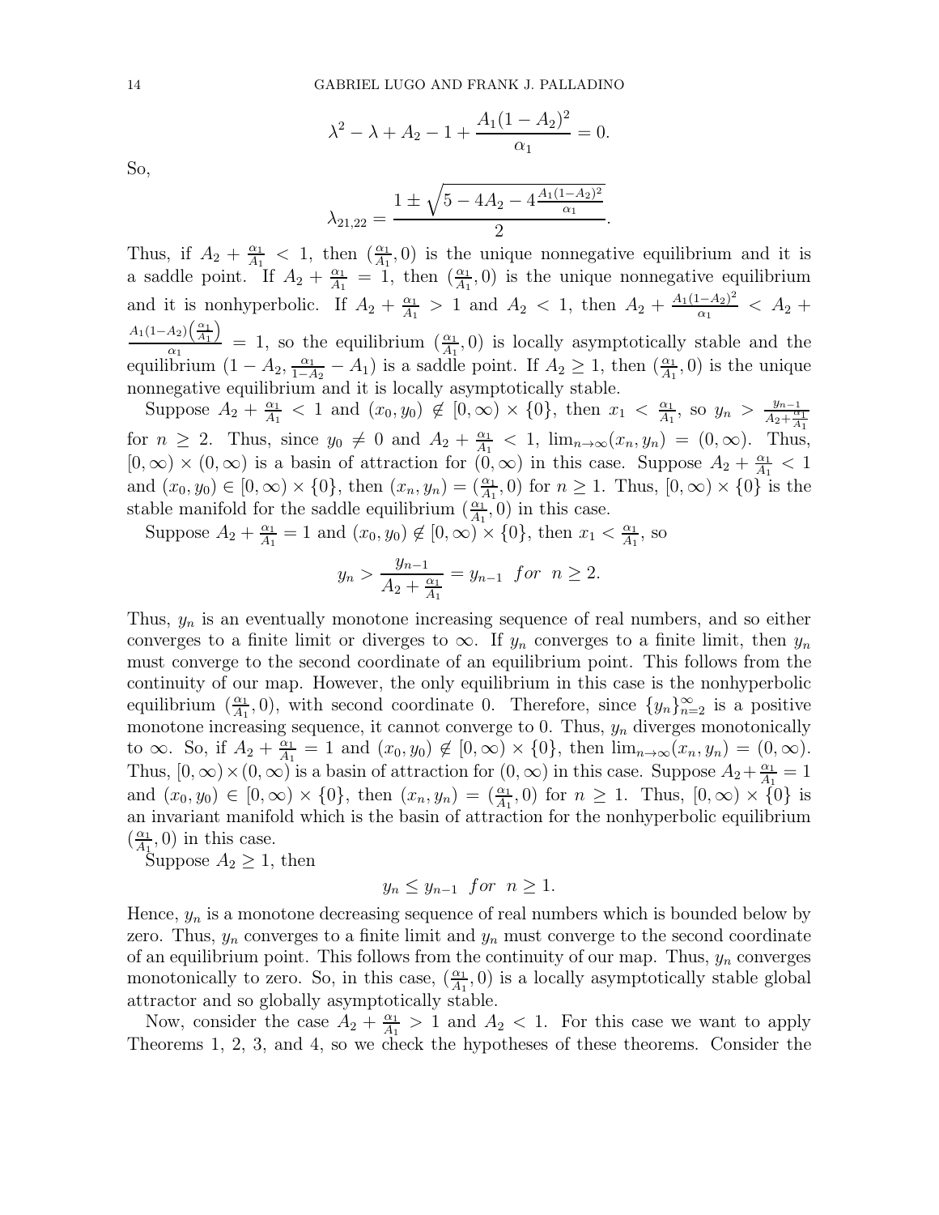$$\lambda^2 - \lambda + A_2 - 1 + \frac{A_1(1-A_2)^2}{\alpha_1} = 0.$$

So,

$$\lambda_{21,22} = \frac{1 \pm \sqrt{5 - 4A_2 - 4\frac{A_1(1-A_2)^2}{\alpha_1}}}{2}.$$

Thus, if $A_2 + \frac{\alpha_1}{A_1} < 1$, then $(\frac{\alpha_1}{A_1}, 0)$ is the unique nonnegative equilibrium and it is a saddle point. If $A_2 + \frac{\alpha_1}{A_1} = 1$, then $(\frac{\alpha_1}{A_1}, 0)$ is the unique nonnegative equilibrium and it is nonhyperbolic. If $A_2 + \frac{\alpha_1}{A_1} > 1$ and $A_2 < 1$, then $A_2 + \frac{A_1(1-A_2)^2}{\alpha_1} < A_2 + \frac{A_1(1-A_2)\left(\frac{\alpha_1}{A_1}\right)}{\alpha_1} = 1$, so the equilibrium $(\frac{\alpha_1}{A_1}, 0)$ is locally asymptotically stable and the equilibrium $(1 - A_2, \frac{\alpha_1}{1-A_2} - A_1)$ is a saddle point. If $A_2 \geq 1$, then $(\frac{\alpha_1}{A_1}, 0)$ is the unique nonnegative equilibrium and it is locally asymptotically stable.

Suppose $A_2 + \frac{\alpha_1}{A_1} < 1$ and $(x_0, y_0) \notin [0, \infty) \times \{0\}$, then $x_1 < \frac{\alpha_1}{A_1}$, so $y_n > \frac{y_{n-1}}{A_2 + \frac{\alpha_1}{A_1}}$ for $n \geq 2$. Thus, since $y_0 \neq 0$ and $A_2 + \frac{\alpha_1}{A_1} < 1$, $\lim_{n\to\infty}(x_n, y_n) = (0, \infty)$. Thus, $[0, \infty) \times (0, \infty)$ is a basin of attraction for $(0, \infty)$ in this case. Suppose $A_2 + \frac{\alpha_1}{A_1} < 1$ and $(x_0, y_0) \in [0, \infty) \times \{0\}$, then $(x_n, y_n) = (\frac{\alpha_1}{A_1}, 0)$ for $n \geq 1$. Thus, $[0, \infty) \times \{0\}$ is the stable manifold for the saddle equilibrium $(\frac{\alpha_1}{A_1}, 0)$ in this case.

Suppose $A_2 + \frac{\alpha_1}{A_1} = 1$ and $(x_0, y_0) \notin [0, \infty) \times \{0\}$, then $x_1 < \frac{\alpha_1}{A_1}$, so

$$y_n > \frac{y_{n-1}}{A_2 + \frac{\alpha_1}{A_1}} = y_{n-1} \;\; for \;\; n \geq 2.$$

Thus, $y_n$ is an eventually monotone increasing sequence of real numbers, and so either converges to a finite limit or diverges to $\infty$. If $y_n$ converges to a finite limit, then $y_n$ must converge to the second coordinate of an equilibrium point. This follows from the continuity of our map. However, the only equilibrium in this case is the nonhyperbolic equilibrium $(\frac{\alpha_1}{A_1}, 0)$, with second coordinate 0. Therefore, since $\{y_n\}_{n=2}^{\infty}$ is a positive monotone increasing sequence, it cannot converge to 0. Thus, $y_n$ diverges monotonically to $\infty$. So, if $A_2 + \frac{\alpha_1}{A_1} = 1$ and $(x_0, y_0) \notin [0, \infty) \times \{0\}$, then $\lim_{n\to\infty}(x_n, y_n) = (0, \infty)$. Thus, $[0, \infty) \times (0, \infty)$ is a basin of attraction for $(0, \infty)$ in this case. Suppose $A_2 + \frac{\alpha_1}{A_1} = 1$ and $(x_0, y_0) \in [0, \infty) \times \{0\}$, then $(x_n, y_n) = (\frac{\alpha_1}{A_1}, 0)$ for $n \geq 1$. Thus, $[0, \infty) \times \{0\}$ is an invariant manifold which is the basin of attraction for the nonhyperbolic equilibrium $(\frac{\alpha_1}{A_1}, 0)$ in this case.

Suppose $A_2 \geq 1$, then

$$y_n \leq y_{n-1} \;\; for \;\; n \geq 1.$$

Hence, $y_n$ is a monotone decreasing sequence of real numbers which is bounded below by zero. Thus, $y_n$ converges to a finite limit and $y_n$ must converge to the second coordinate of an equilibrium point. This follows from the continuity of our map. Thus, $y_n$ converges monotonically to zero. So, in this case, $(\frac{\alpha_1}{A_1}, 0)$ is a locally asymptotically stable global attractor and so globally asymptotically stable.

Now, consider the case $A_2 + \frac{\alpha_1}{A_1} > 1$ and $A_2 < 1$. For this case we want to apply Theorems 1, 2, 3, and 4, so we check the hypotheses of these theorems. Consider the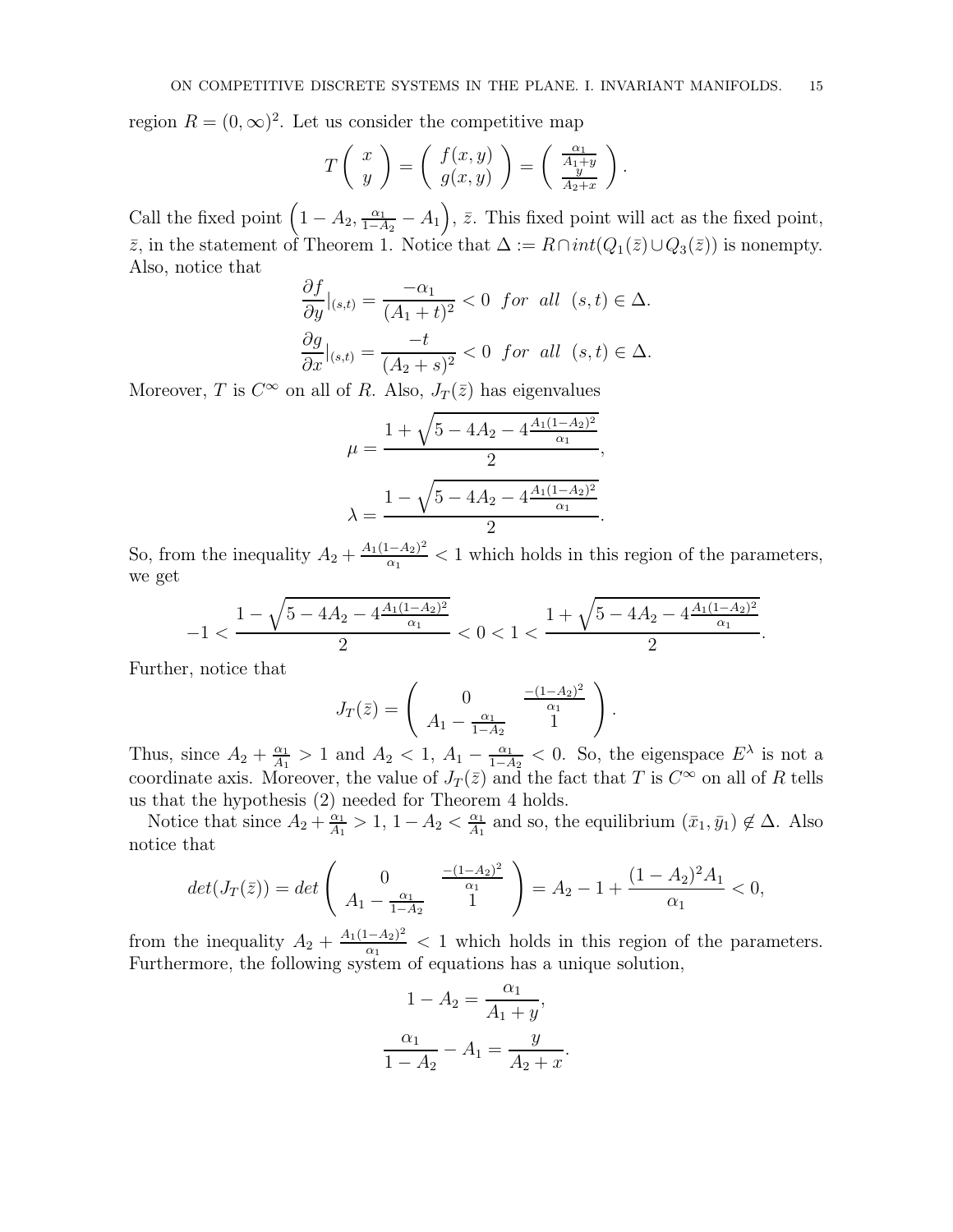region $R = (0,\infty)^2$. Let us consider the competitive map

$$T\begin{pmatrix} x \\ y \end{pmatrix} = \begin{pmatrix} f(x,y) \\ g(x,y) \end{pmatrix} = \begin{pmatrix} \frac{\alpha_1}{A_1+y} \\ \frac{y}{A_2+x} \end{pmatrix}.$$

Call the fixed point $\left(1-A_2, \frac{\alpha_1}{1-A_2} - A_1\right)$, $\bar{z}$. This fixed point will act as the fixed point, $\bar{z}$, in the statement of Theorem 1. Notice that $\Delta := R \cap int(Q_1(\bar{z}) \cup Q_3(\bar{z}))$ is nonempty. Also, notice that

$$\frac{\partial f}{\partial y}|_{(s,t)} = \frac{-\alpha_1}{(A_1+t)^2} < 0 \;\; for \;\; all \;\; (s,t) \in \Delta.$$

$$\frac{\partial g}{\partial x}|_{(s,t)} = \frac{-t}{(A_2+s)^2} < 0 \;\; for \;\; all \;\; (s,t) \in \Delta.$$

Moreover, $T$ is $C^\infty$ on all of $R$. Also, $J_T(\bar{z})$ has eigenvalues

$$\mu = \frac{1+\sqrt{5-4A_2-4\frac{A_1(1-A_2)^2}{\alpha_1}}}{2},$$

$$\lambda = \frac{1-\sqrt{5-4A_2-4\frac{A_1(1-A_2)^2}{\alpha_1}}}{2}.$$

So, from the inequality $A_2 + \frac{A_1(1-A_2)^2}{\alpha_1} < 1$ which holds in this region of the parameters, we get

$$-1 < \frac{1-\sqrt{5-4A_2-4\frac{A_1(1-A_2)^2}{\alpha_1}}}{2} < 0 < 1 < \frac{1+\sqrt{5-4A_2-4\frac{A_1(1-A_2)^2}{\alpha_1}}}{2}.$$

Further, notice that

$$J_T(\bar{z}) = \begin{pmatrix} 0 & \frac{-(1-A_2)^2}{\alpha_1} \\ A_1 - \frac{\alpha_1}{1-A_2} & 1 \end{pmatrix}.$$

Thus, since $A_2 + \frac{\alpha_1}{A_1} > 1$ and $A_2 < 1$, $A_1 - \frac{\alpha_1}{1-A_2} < 0$. So, the eigenspace $E^\lambda$ is not a coordinate axis. Moreover, the value of $J_T(\bar{z})$ and the fact that $T$ is $C^\infty$ on all of $R$ tells us that the hypothesis (2) needed for Theorem 4 holds.

Notice that since $A_2 + \frac{\alpha_1}{A_1} > 1$, $1 - A_2 < \frac{\alpha_1}{A_1}$ and so, the equilibrium $(\bar{x}_1, \bar{y}_1) \notin \Delta$. Also notice that

$$det(J_T(\bar{z})) = det\begin{pmatrix} 0 & \frac{-(1-A_2)^2}{\alpha_1} \\ A_1 - \frac{\alpha_1}{1-A_2} & 1 \end{pmatrix} = A_2 - 1 + \frac{(1-A_2)^2 A_1}{\alpha_1} < 0,$$

from the inequality $A_2 + \frac{A_1(1-A_2)^2}{\alpha_1} < 1$ which holds in this region of the parameters. Furthermore, the following system of equations has a unique solution,

$$1 - A_2 = \frac{\alpha_1}{A_1+y},$$

$$\frac{\alpha_1}{1-A_2} - A_1 = \frac{y}{A_2+x}.$$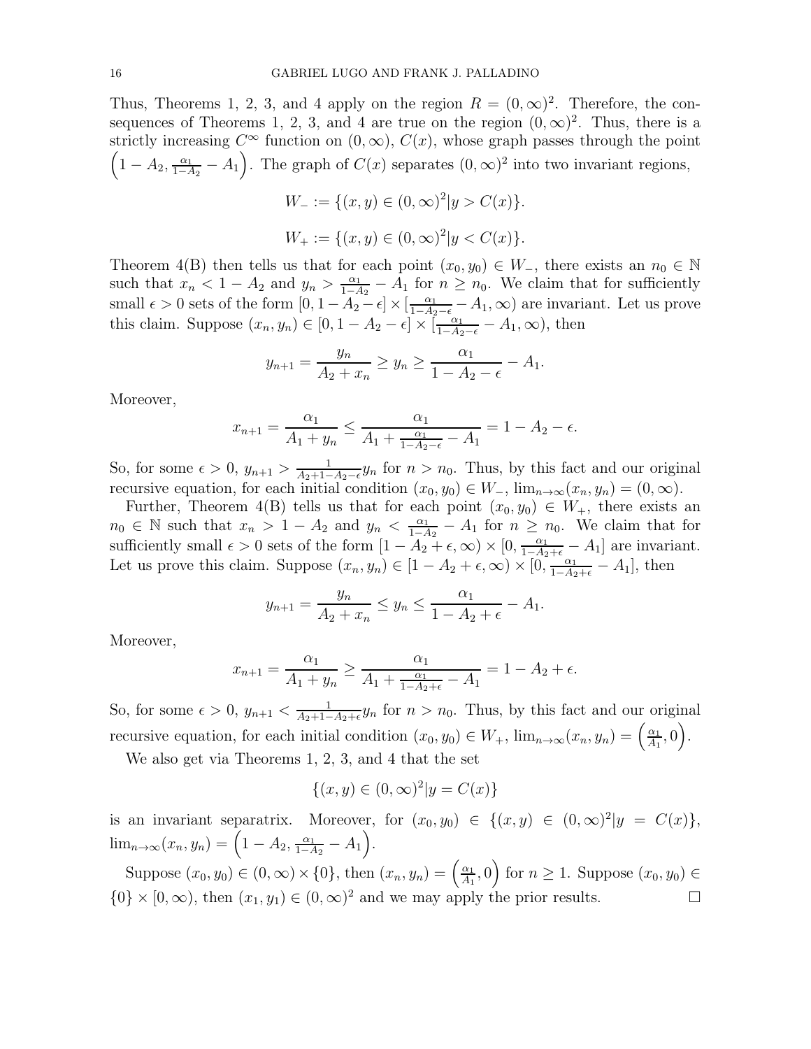Thus, Theorems 1, 2, 3, and 4 apply on the region $R = (0,\infty)^2$. Therefore, the consequences of Theorems 1, 2, 3, and 4 are true on the region $(0,\infty)^2$. Thus, there is a strictly increasing $C^\infty$ function on $(0,\infty)$, $C(x)$, whose graph passes through the point $\left(1-A_2, \frac{\alpha_1}{1-A_2} - A_1\right)$. The graph of $C(x)$ separates $(0,\infty)^2$ into two invariant regions,

$$W_- := \{(x,y) \in (0,\infty)^2 | y > C(x)\}.$$

$$W_+ := \{(x,y) \in (0,\infty)^2 | y < C(x)\}.$$

Theorem 4(B) then tells us that for each point $(x_0, y_0) \in W_-$, there exists an $n_0 \in \mathbb{N}$ such that $x_n < 1 - A_2$ and $y_n > \frac{\alpha_1}{1-A_2} - A_1$ for $n \geq n_0$. We claim that for sufficiently small $\epsilon > 0$ sets of the form $[0, 1-A_2-\epsilon] \times [\frac{\alpha_1}{1-A_2-\epsilon} - A_1, \infty)$ are invariant. Let us prove this claim. Suppose $(x_n, y_n) \in [0, 1-A_2-\epsilon] \times [\frac{\alpha_1}{1-A_2-\epsilon} - A_1, \infty)$, then

$$y_{n+1} = \frac{y_n}{A_2 + x_n} \geq y_n \geq \frac{\alpha_1}{1-A_2-\epsilon} - A_1.$$

Moreover,

$$x_{n+1} = \frac{\alpha_1}{A_1 + y_n} \leq \frac{\alpha_1}{A_1 + \frac{\alpha_1}{1-A_2-\epsilon} - A_1} = 1 - A_2 - \epsilon.$$

So, for some $\epsilon > 0$, $y_{n+1} > \frac{1}{A_2+1-A_2-\epsilon} y_n$ for $n > n_0$. Thus, by this fact and our original recursive equation, for each initial condition $(x_0, y_0) \in W_-$, $\lim_{n\to\infty}(x_n, y_n) = (0, \infty)$.

Further, Theorem 4(B) tells us that for each point $(x_0, y_0) \in W_+$, there exists an $n_0 \in \mathbb{N}$ such that $x_n > 1 - A_2$ and $y_n < \frac{\alpha_1}{1-A_2} - A_1$ for $n \geq n_0$. We claim that for sufficiently small $\epsilon > 0$ sets of the form $[1-A_2+\epsilon, \infty) \times [0, \frac{\alpha_1}{1-A_2+\epsilon} - A_1]$ are invariant. Let us prove this claim. Suppose $(x_n, y_n) \in [1-A_2+\epsilon, \infty) \times [0, \frac{\alpha_1}{1-A_2+\epsilon} - A_1]$, then

$$y_{n+1} = \frac{y_n}{A_2 + x_n} \leq y_n \leq \frac{\alpha_1}{1-A_2+\epsilon} - A_1.$$

Moreover,

$$x_{n+1} = \frac{\alpha_1}{A_1 + y_n} \geq \frac{\alpha_1}{A_1 + \frac{\alpha_1}{1-A_2+\epsilon} - A_1} = 1 - A_2 + \epsilon.$$

So, for some $\epsilon > 0$, $y_{n+1} < \frac{1}{A_2+1-A_2+\epsilon} y_n$ for $n > n_0$. Thus, by this fact and our original recursive equation, for each initial condition $(x_0, y_0) \in W_+$, $\lim_{n\to\infty}(x_n, y_n) = \left(\frac{\alpha_1}{A_1}, 0\right)$.

We also get via Theorems 1, 2, 3, and 4 that the set

$$\{(x,y) \in (0,\infty)^2 | y = C(x)\}$$

is an invariant separatrix. Moreover, for $(x_0, y_0) \in \{(x,y) \in (0,\infty)^2 | y = C(x)\}$, $\lim_{n\to\infty}(x_n, y_n) = \left(1-A_2, \frac{\alpha_1}{1-A_2} - A_1\right)$.

Suppose $(x_0, y_0) \in (0,\infty) \times \{0\}$, then $(x_n, y_n) = \left(\frac{\alpha_1}{A_1}, 0\right)$ for $n \geq 1$. Suppose $(x_0, y_0) \in \{0\} \times [0,\infty)$, then $(x_1, y_1) \in (0,\infty)^2$ and we may apply the prior results. $\square$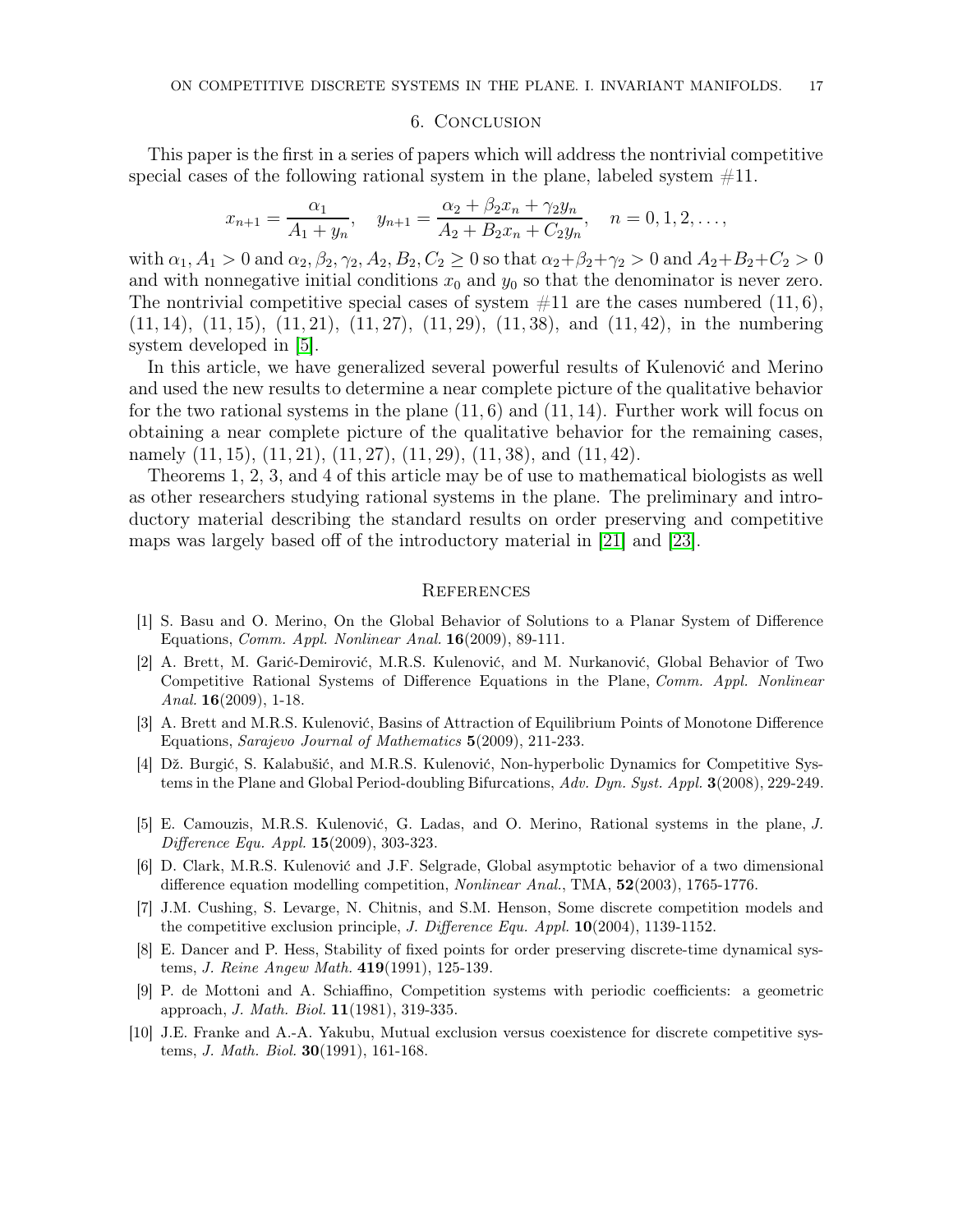## 6. Conclusion

This paper is the first in a series of papers which will address the nontrivial competitive special cases of the following rational system in the plane, labeled system #11.

$$x_{n+1} = \frac{\alpha_1}{A_1 + y_n}, \quad y_{n+1} = \frac{\alpha_2 + \beta_2 x_n + \gamma_2 y_n}{A_2 + B_2 x_n + C_2 y_n}, \quad n = 0, 1, 2, \ldots,$$

with $\alpha_1, A_1 > 0$ and $\alpha_2, \beta_2, \gamma_2, A_2, B_2, C_2 \geq 0$ so that $\alpha_2+\beta_2+\gamma_2 > 0$ and $A_2+B_2+C_2 > 0$ and with nonnegative initial conditions $x_0$ and $y_0$ so that the denominator is never zero. The nontrivial competitive special cases of system #11 are the cases numbered $(11, 6)$, $(11, 14)$, $(11, 15)$, $(11, 21)$, $(11, 27)$, $(11, 29)$, $(11, 38)$, and $(11, 42)$, in the numbering system developed in [5].

In this article, we have generalized several powerful results of Kulenović and Merino and used the new results to determine a near complete picture of the qualitative behavior for the two rational systems in the plane $(11, 6)$ and $(11, 14)$. Further work will focus on obtaining a near complete picture of the qualitative behavior for the remaining cases, namely $(11, 15)$, $(11, 21)$, $(11, 27)$, $(11, 29)$, $(11, 38)$, and $(11, 42)$.

Theorems 1, 2, 3, and 4 of this article may be of use to mathematical biologists as well as other researchers studying rational systems in the plane. The preliminary and introductory material describing the standard results on order preserving and competitive maps was largely based off of the introductory material in [21] and [23].

## References

[1] S. Basu and O. Merino, On the Global Behavior of Solutions to a Planar System of Difference Equations, *Comm. Appl. Nonlinear Anal.* **16**(2009), 89-111.

[2] A. Brett, M. Garić-Demirović, M.R.S. Kulenović, and M. Nurkanović, Global Behavior of Two Competitive Rational Systems of Difference Equations in the Plane, *Comm. Appl. Nonlinear Anal.* **16**(2009), 1-18.

[3] A. Brett and M.R.S. Kulenović, Basins of Attraction of Equilibrium Points of Monotone Difference Equations, *Sarajevo Journal of Mathematics* **5**(2009), 211-233.

[4] Dž. Burgić, S. Kalabušić, and M.R.S. Kulenović, Non-hyperbolic Dynamics for Competitive Systems in the Plane and Global Period-doubling Bifurcations, *Adv. Dyn. Syst. Appl.* **3**(2008), 229-249.

[5] E. Camouzis, M.R.S. Kulenović, G. Ladas, and O. Merino, Rational systems in the plane, *J. Difference Equ. Appl.* **15**(2009), 303-323.

[6] D. Clark, M.R.S. Kulenović and J.F. Selgrade, Global asymptotic behavior of a two dimensional difference equation modelling competition, *Nonlinear Anal.*, TMA, **52**(2003), 1765-1776.

[7] J.M. Cushing, S. Levarge, N. Chitnis, and S.M. Henson, Some discrete competition models and the competitive exclusion principle, *J. Difference Equ. Appl.* **10**(2004), 1139-1152.

[8] E. Dancer and P. Hess, Stability of fixed points for order preserving discrete-time dynamical systems, *J. Reine Angew Math.* **419**(1991), 125-139.

[9] P. de Mottoni and A. Schiaffino, Competition systems with periodic coefficients: a geometric approach, *J. Math. Biol.* **11**(1981), 319-335.

[10] J.E. Franke and A.-A. Yakubu, Mutual exclusion versus coexistence for discrete competitive systems, *J. Math. Biol.* **30**(1991), 161-168.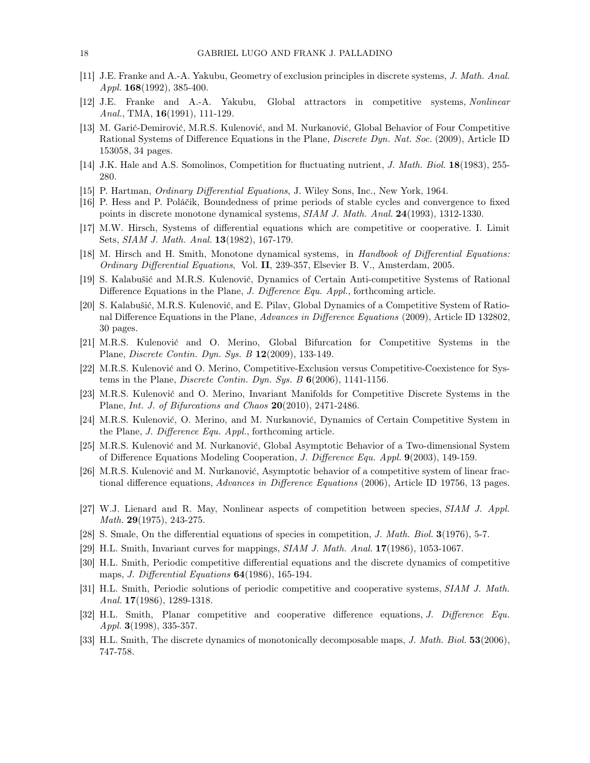[11] J.E. Franke and A.-A. Yakubu, Geometry of exclusion principles in discrete systems, *J. Math. Anal. Appl.* **168**(1992), 385-400.

[12] J.E. Franke and A.-A. Yakubu, Global attractors in competitive systems, *Nonlinear Anal.*, TMA, **16**(1991), 111-129.

[13] M. Garić-Demirović, M.R.S. Kulenović, and M. Nurkanović, Global Behavior of Four Competitive Rational Systems of Difference Equations in the Plane, *Discrete Dyn. Nat. Soc.* (2009), Article ID 153058, 34 pages.

[14] J.K. Hale and A.S. Somolinos, Competition for fluctuating nutrient, *J. Math. Biol.* **18**(1983), 255-280.

[15] P. Hartman, *Ordinary Differential Equations*, J. Wiley Sons, Inc., New York, 1964.

[16] P. Hess and P. Poláčik, Boundedness of prime periods of stable cycles and convergence to fixed points in discrete monotone dynamical systems, *SIAM J. Math. Anal.* **24**(1993), 1312-1330.

[17] M.W. Hirsch, Systems of differential equations which are competitive or cooperative. I. Limit Sets, *SIAM J. Math. Anal.* **13**(1982), 167-179.

[18] M. Hirsch and H. Smith, Monotone dynamical systems, in *Handbook of Differential Equations: Ordinary Differential Equations*, Vol. **II**, 239-357, Elsevier B. V., Amsterdam, 2005.

[19] S. Kalabušić and M.R.S. Kulenović, Dynamics of Certain Anti-competitive Systems of Rational Difference Equations in the Plane, *J. Difference Equ. Appl.*, forthcoming article.

[20] S. Kalabušić, M.R.S. Kulenović, and E. Pilav, Global Dynamics of a Competitive System of Rational Difference Equations in the Plane, *Advances in Difference Equations* (2009), Article ID 132802, 30 pages.

[21] M.R.S. Kulenović and O. Merino, Global Bifurcation for Competitive Systems in the Plane, *Discrete Contin. Dyn. Sys. B* **12**(2009), 133-149.

[22] M.R.S. Kulenović and O. Merino, Competitive-Exclusion versus Competitive-Coexistence for Systems in the Plane, *Discrete Contin. Dyn. Sys. B* **6**(2006), 1141-1156.

[23] M.R.S. Kulenović and O. Merino, Invariant Manifolds for Competitive Discrete Systems in the Plane, *Int. J. of Bifurcations and Chaos* **20**(2010), 2471-2486.

[24] M.R.S. Kulenović, O. Merino, and M. Nurkanović, Dynamics of Certain Competitive System in the Plane, *J. Difference Equ. Appl.*, forthcoming article.

[25] M.R.S. Kulenović and M. Nurkanović, Global Asymptotic Behavior of a Two-dimensional System of Difference Equations Modeling Cooperation, *J. Difference Equ. Appl.* **9**(2003), 149-159.

[26] M.R.S. Kulenović and M. Nurkanović, Asymptotic behavior of a competitive system of linear fractional difference equations, *Advances in Difference Equations* (2006), Article ID 19756, 13 pages.

[27] W.J. Lienard and R. May, Nonlinear aspects of competition between species, *SIAM J. Appl. Math.* **29**(1975), 243-275.

[28] S. Smale, On the differential equations of species in competition, *J. Math. Biol.* **3**(1976), 5-7.

[29] H.L. Smith, Invariant curves for mappings, *SIAM J. Math. Anal.* **17**(1986), 1053-1067.

[30] H.L. Smith, Periodic competitive differential equations and the discrete dynamics of competitive maps, *J. Differential Equations* **64**(1986), 165-194.

[31] H.L. Smith, Periodic solutions of periodic competitive and cooperative systems, *SIAM J. Math. Anal.* **17**(1986), 1289-1318.

[32] H.L. Smith, Planar competitive and cooperative difference equations, *J. Difference Equ. Appl.* **3**(1998), 335-357.

[33] H.L. Smith, The discrete dynamics of monotonically decomposable maps, *J. Math. Biol.* **53**(2006), 747-758.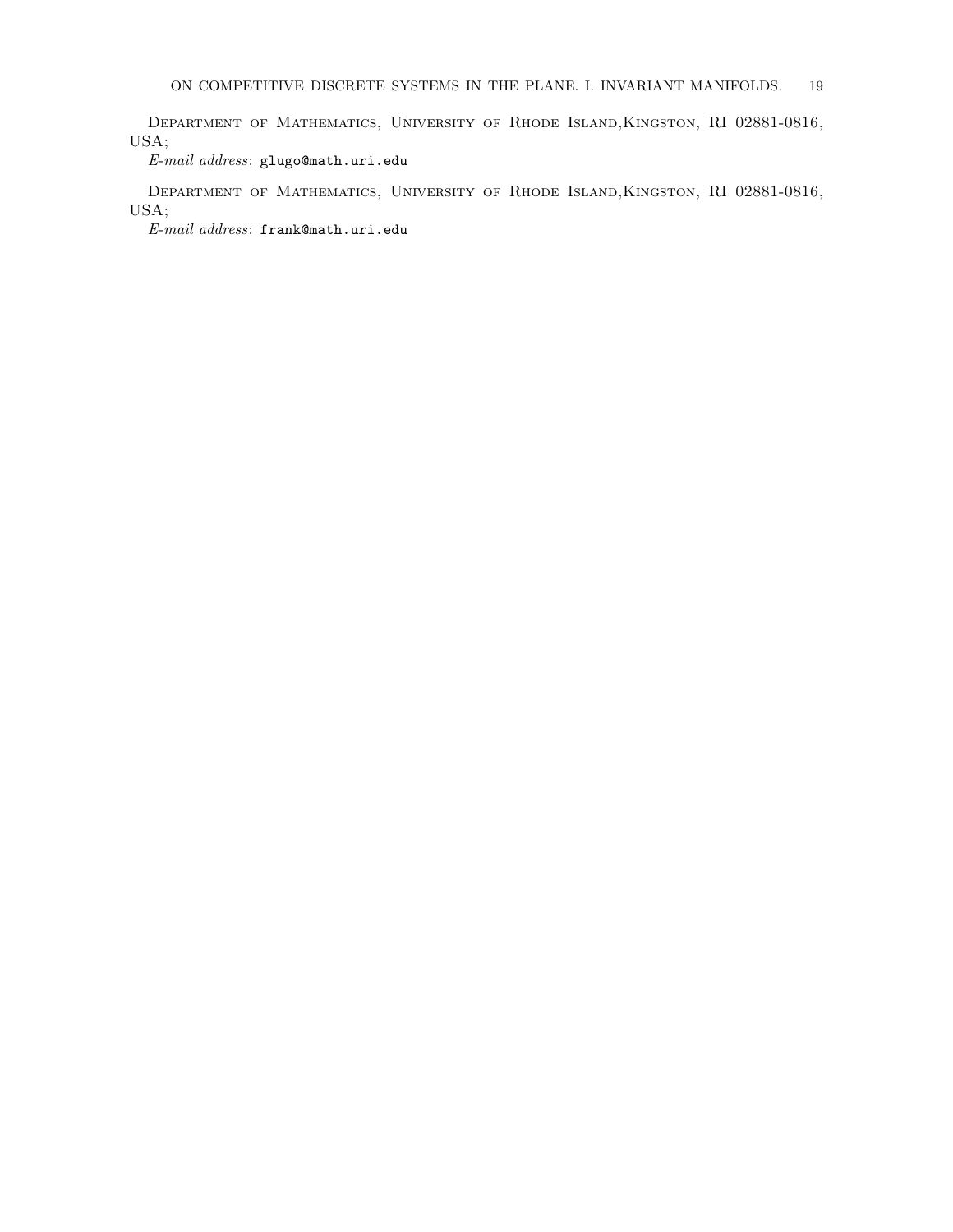Department of Mathematics, University of Rhode Island,Kingston, RI 02881-0816, USA;

*E-mail address*: glugo@math.uri.edu

Department of Mathematics, University of Rhode Island,Kingston, RI 02881-0816, USA;

*E-mail address*: frank@math.uri.edu